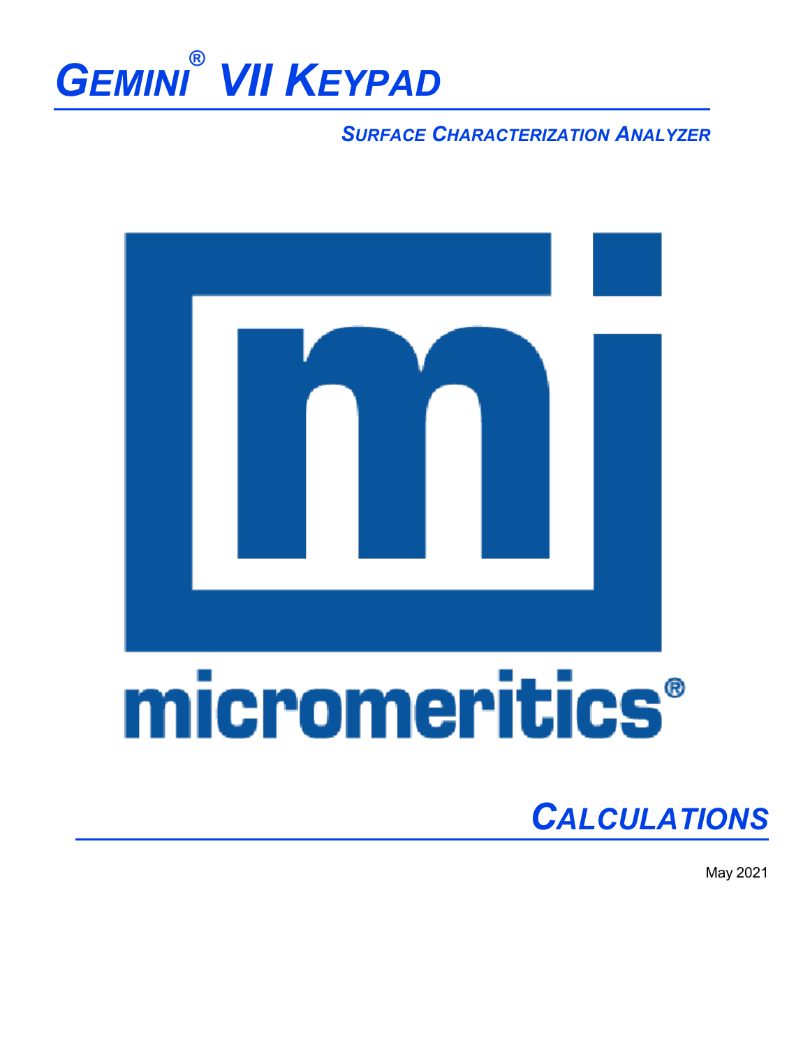# GEMINI® VII KEYPAD

*SURFACE CHARACTERIZATION ANALYZER*

micromeritics®

## CALCULATIONS

May 2021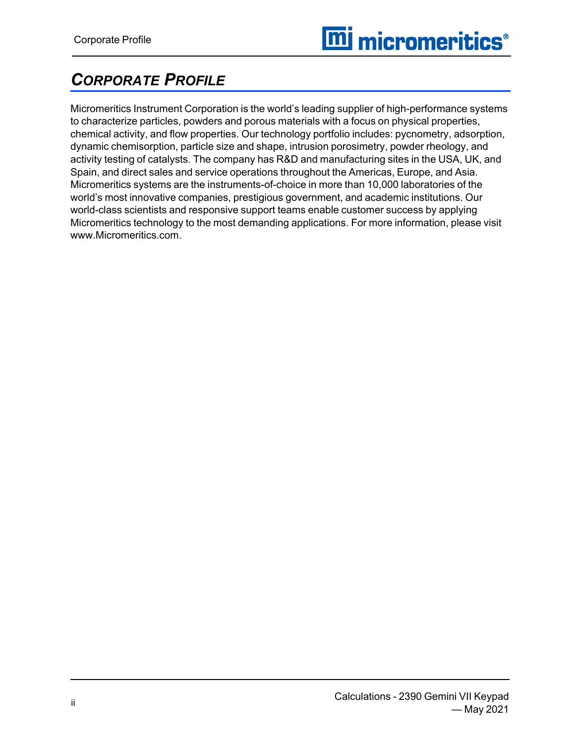# CORPORATE PROFILE

Micromeritics Instrument Corporation is the world's leading supplier of high-performance systems to characterize particles, powders and porous materials with a focus on physical properties, chemical activity, and flow properties. Our technology portfolio includes: pycnometry, adsorption, dynamic chemisorption, particle size and shape, intrusion porosimetry, powder rheology, and activity testing of catalysts. The company has R&D and manufacturing sites in the USA, UK, and Spain, and direct sales and service operations throughout the Americas, Europe, and Asia. Micromeritics systems are the instruments-of-choice in more than 10,000 laboratories of the world's most innovative companies, prestigious government, and academic institutions. Our world-class scientists and responsive support teams enable customer success by applying Micromeritics technology to the most demanding applications. For more information, please visit www.Micromeritics.com.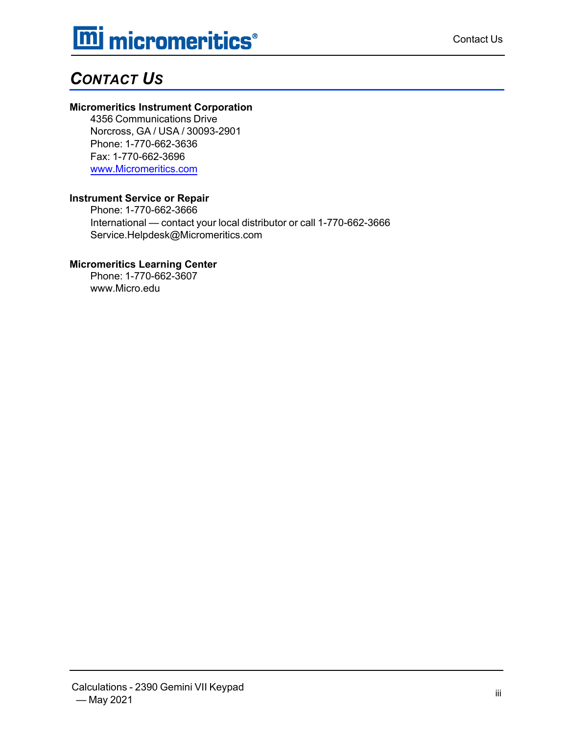# CONTACT US

**Micromeritics Instrument Corporation**

4356 Communications Drive
Norcross, GA / USA / 30093-2901
Phone: 1-770-662-3636
Fax: 1-770-662-3696
www.Micromeritics.com

**Instrument Service or Repair**

Phone: 1-770-662-3666
International — contact your local distributor or call 1-770-662-3666
Service.Helpdesk@Micromeritics.com

**Micromeritics Learning Center**

Phone: 1-770-662-3607
www.Micro.edu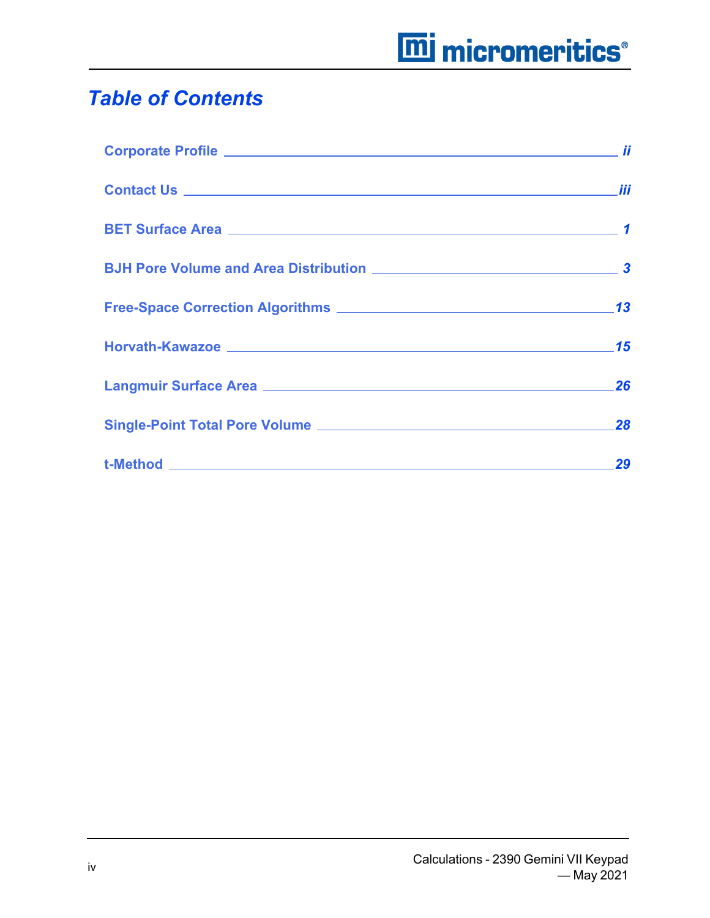# Table of Contents

Corporate Profile ii

Contact Us iii

BET Surface Area 1

BJH Pore Volume and Area Distribution 3

Free-Space Correction Algorithms 13

Horvath-Kawazoe 15

Langmuir Surface Area 26

Single-Point Total Pore Volume 28

t-Method 29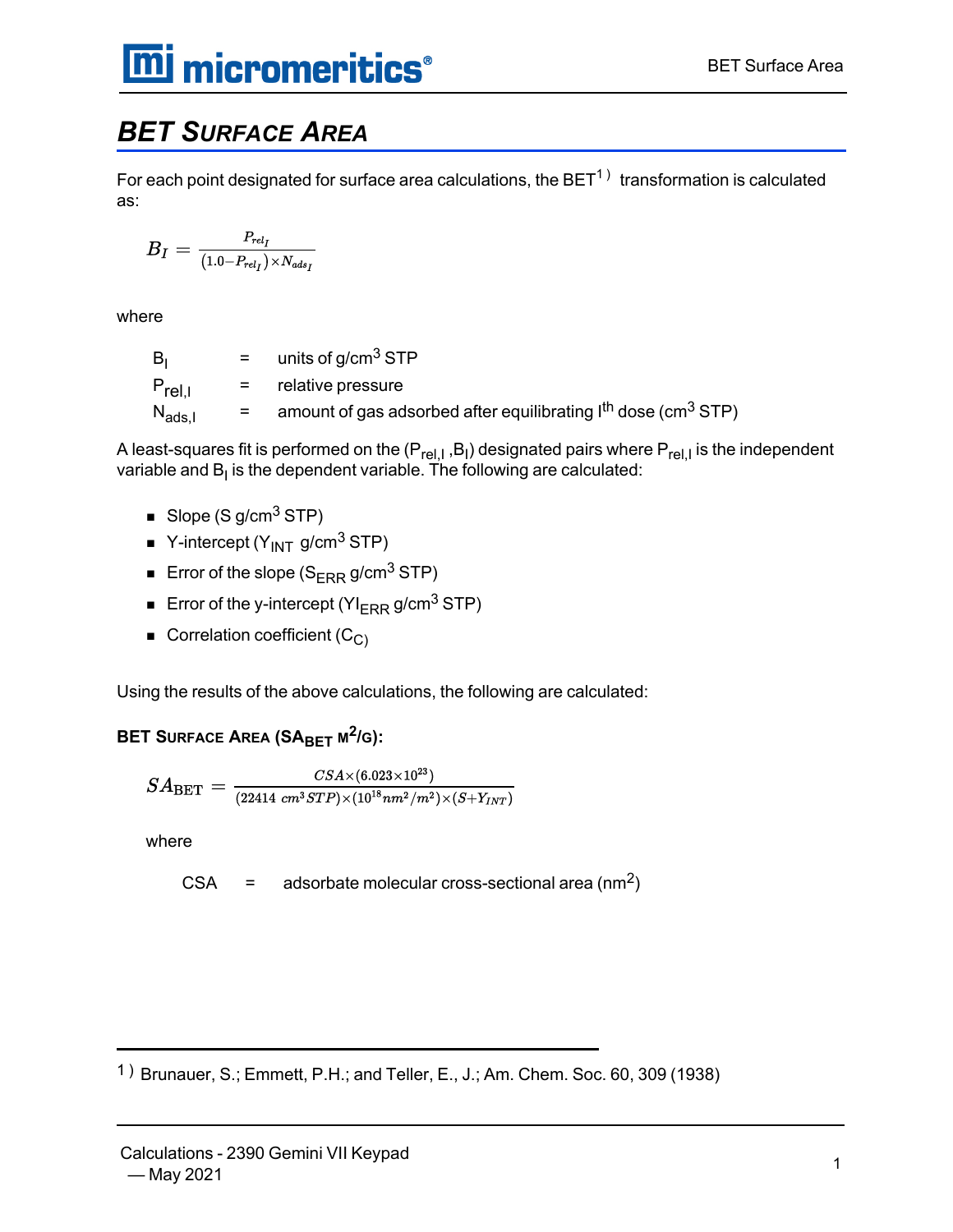# BET SURFACE AREA

For each point designated for surface area calculations, the BET[1] transformation is calculated as:

$$B_I = \frac{P_{rel_I}}{(1.0 - P_{rel_I}) \times N_{ads_I}}$$

where

| | | |
|---|---|---|
| $B_I$ | = | units of g/cm$^3$ STP |
| $P_{rel,I}$ | = | relative pressure |
| $N_{ads,I}$ | = | amount of gas adsorbed after equilibrating $I^{th}$ dose (cm$^3$ STP) |

A least-squares fit is performed on the ($P_{rel,I}$ ,$B_I$) designated pairs where $P_{rel,I}$ is the independent variable and $B_I$ is the dependent variable. The following are calculated:

- Slope (S g/cm$^3$ STP)
- Y-intercept ($Y_{INT}$ g/cm$^3$ STP)
- Error of the slope ($S_{ERR}$ g/cm$^3$ STP)
- Error of the y-intercept ($YI_{ERR}$ g/cm$^3$ STP)
- Correlation coefficient ($C_C$)

Using the results of the above calculations, the following are calculated:

**BET SURFACE AREA ($SA_{BET}$ m$^2$/g):**

$$SA_{\text{BET}} = \frac{CSA \times (6.023 \times 10^{23})}{(22414\ cm^3 STP) \times (10^{18} nm^2/m^2) \times (S + Y_{INT})}$$

where

| | | |
|---|---|---|
| CSA | = | adsorbate molecular cross-sectional area (nm$^2$) |

---

[1] Brunauer, S.; Emmett, P.H.; and Teller, E., J.; Am. Chem. Soc. 60, 309 (1938)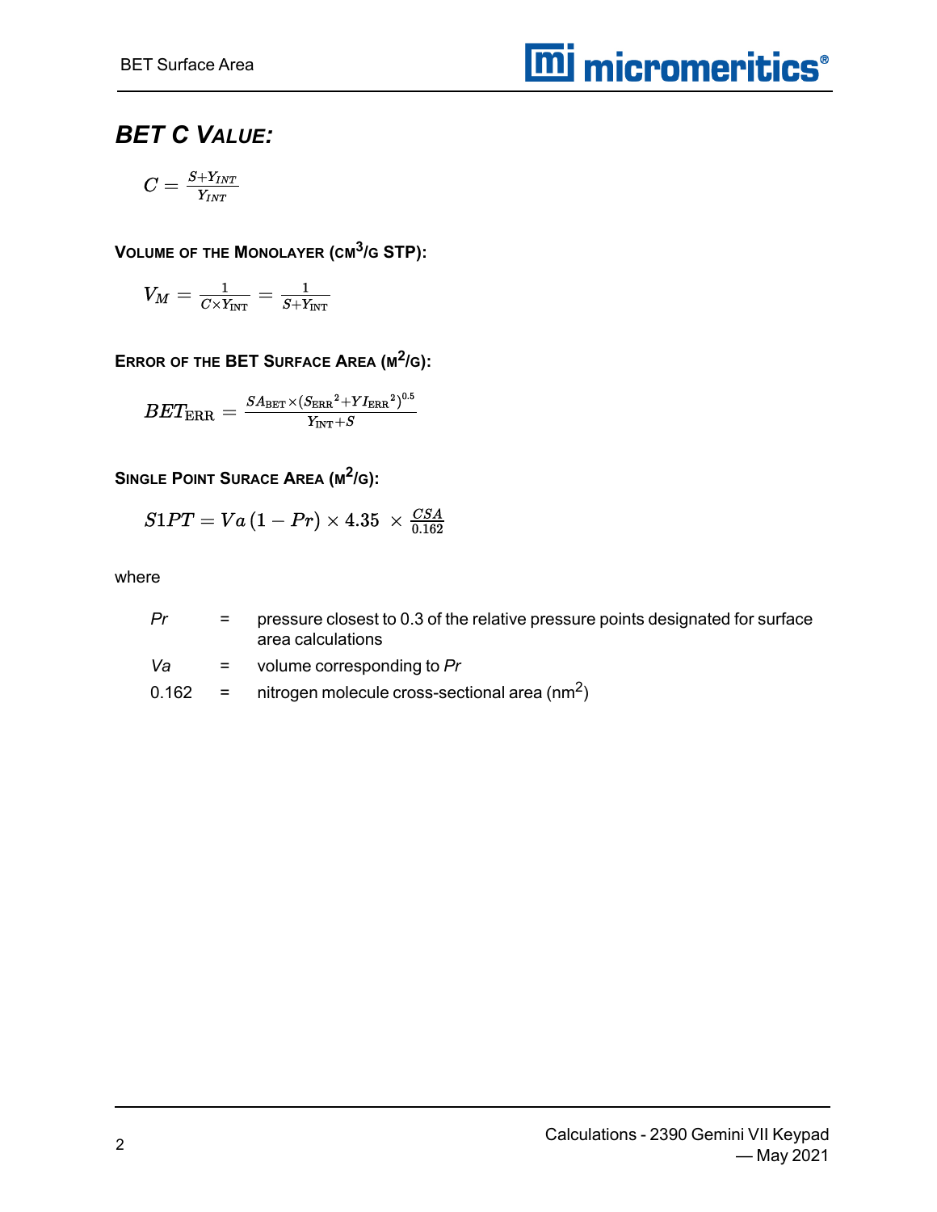## BET C Value:

$$C = \frac{S+Y_{INT}}{Y_{INT}}$$

### Volume of the Monolayer (cm³/g STP):

$$V_M = \frac{1}{C \times Y_{\text{INT}}} = \frac{1}{S+Y_{\text{INT}}}$$

### Error of the BET Surface Area (m²/g):

$$BET_{\text{ERR}} = \frac{SA_{\text{BET}} \times \left(S_{\text{ERR}}{}^2 + YI_{\text{ERR}}{}^2\right)^{0.5}}{Y_{\text{INT}}+S}$$

### Single Point Surace Area (m²/g):

$$S1PT = Va\,(1 - Pr) \times 4.35 \ \times \frac{CSA}{0.162}$$

where

| | | |
|---|---|---|
| *Pr* | = | pressure closest to 0.3 of the relative pressure points designated for surface area calculations |
| *Va* | = | volume corresponding to *Pr* |
| 0.162 | = | nitrogen molecule cross-sectional area ($nm^2$) |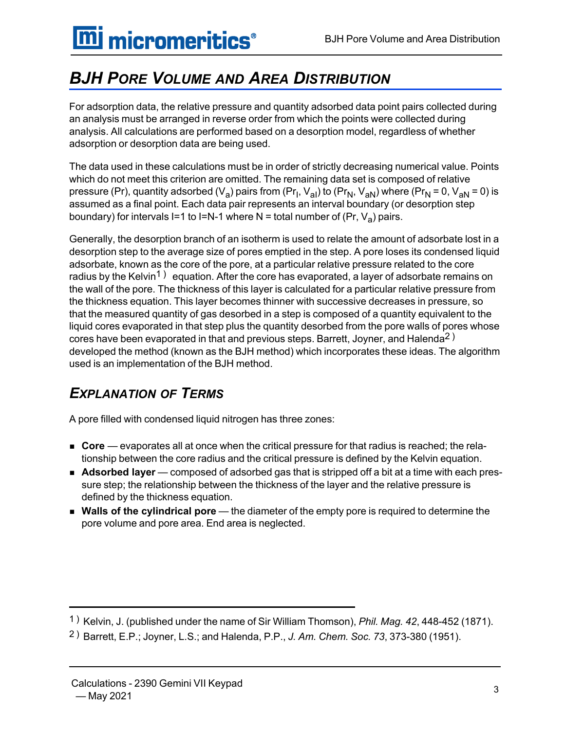# BJH Pore Volume and Area Distribution

For adsorption data, the relative pressure and quantity adsorbed data point pairs collected during an analysis must be arranged in reverse order from which the points were collected during analysis. All calculations are performed based on a desorption model, regardless of whether adsorption or desorption data are being used.

The data used in these calculations must be in order of strictly decreasing numerical value. Points which do not meet this criterion are omitted. The remaining data set is composed of relative pressure (Pr), quantity adsorbed ($V_a$) pairs from ($Pr_I$, $V_{aI}$) to ($Pr_N$, $V_{aN}$) where ($Pr_N = 0$, $V_{aN} = 0$) is assumed as a final point. Each data pair represents an interval boundary (or desorption step boundary) for intervals I=1 to I=N-1 where N = total number of (Pr, $V_a$) pairs.

Generally, the desorption branch of an isotherm is used to relate the amount of adsorbate lost in a desorption step to the average size of pores emptied in the step. A pore loses its condensed liquid adsorbate, known as the core of the pore, at a particular relative pressure related to the core radius by the Kelvin[1] equation. After the core has evaporated, a layer of adsorbate remains on the wall of the pore. The thickness of this layer is calculated for a particular relative pressure from the thickness equation. This layer becomes thinner with successive decreases in pressure, so that the measured quantity of gas desorbed in a step is composed of a quantity equivalent to the liquid cores evaporated in that step plus the quantity desorbed from the pore walls of pores whose cores have been evaporated in that and previous steps. Barrett, Joyner, and Halenda[2] developed the method (known as the BJH method) which incorporates these ideas. The algorithm used is an implementation of the BJH method.

## Explanation of Terms

A pore filled with condensed liquid nitrogen has three zones:

- **Core** — evaporates all at once when the critical pressure for that radius is reached; the relationship between the core radius and the critical pressure is defined by the Kelvin equation.
- **Adsorbed layer** — composed of adsorbed gas that is stripped off a bit at a time with each pressure step; the relationship between the thickness of the layer and the relative pressure is defined by the thickness equation.
- **Walls of the cylindrical pore** — the diameter of the empty pore is required to determine the pore volume and pore area. End area is neglected.

---

1) Kelvin, J. (published under the name of Sir William Thomson), *Phil. Mag. 42*, 448-452 (1871).

2) Barrett, E.P.; Joyner, L.S.; and Halenda, P.P., *J. Am. Chem. Soc. 73*, 373-380 (1951).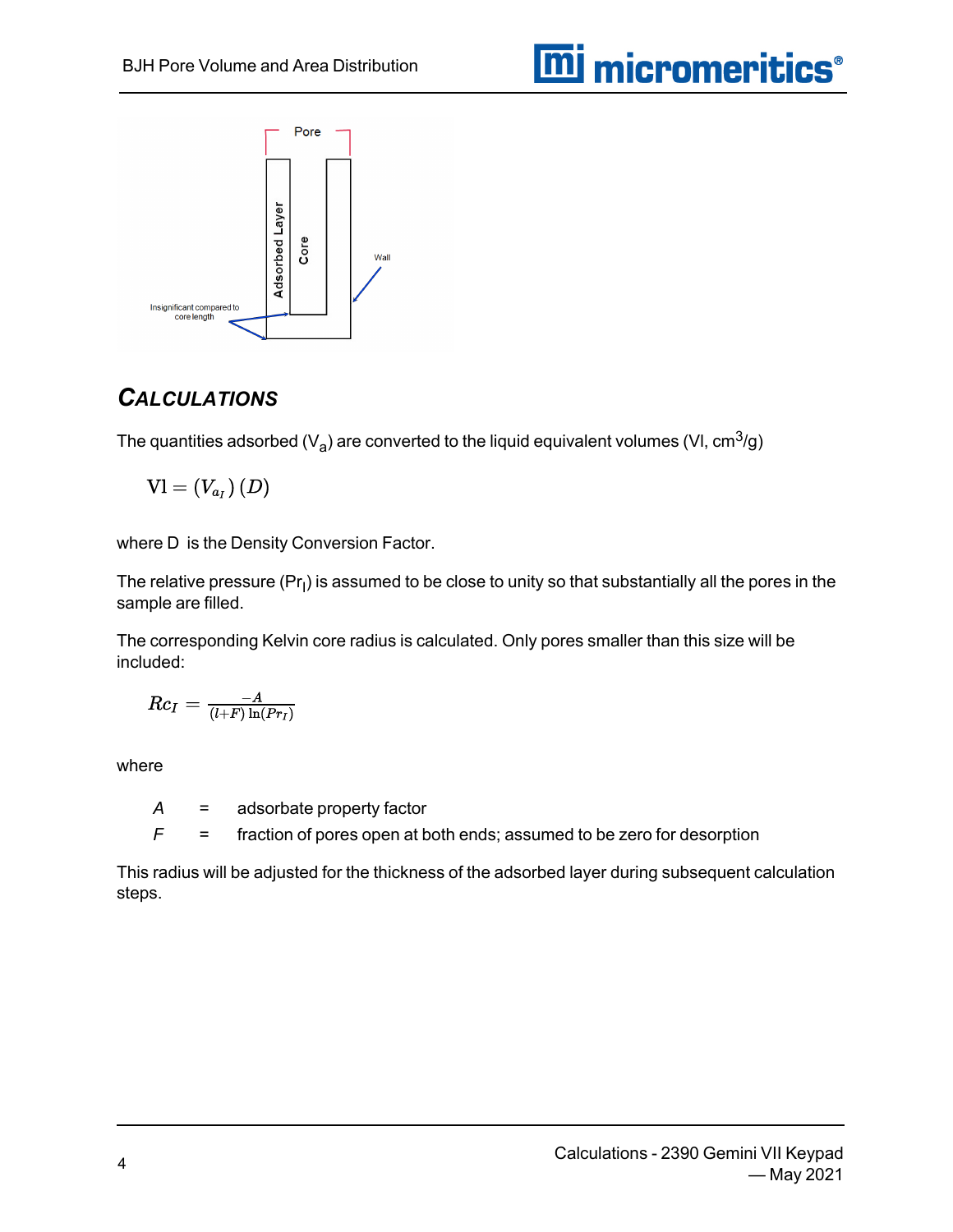## CALCULATIONS

The quantities adsorbed ($V_a$) are converted to the liquid equivalent volumes (Vl, $cm^3/g$)

$$\text{Vl} = (V_{a_I})\,(D)$$

where D is the Density Conversion Factor.

The relative pressure ($Pr_I$) is assumed to be close to unity so that substantially all the pores in the sample are filled.

The corresponding Kelvin core radius is calculated. Only pores smaller than this size will be included:

$$Rc_I = \frac{-A}{(l+F)\,\ln(Pr_I)}$$

where

| | | |
|---|---|---|
| *A* | = | adsorbate property factor |
| *F* | = | fraction of pores open at both ends; assumed to be zero for desorption |

This radius will be adjusted for the thickness of the adsorbed layer during subsequent calculation steps.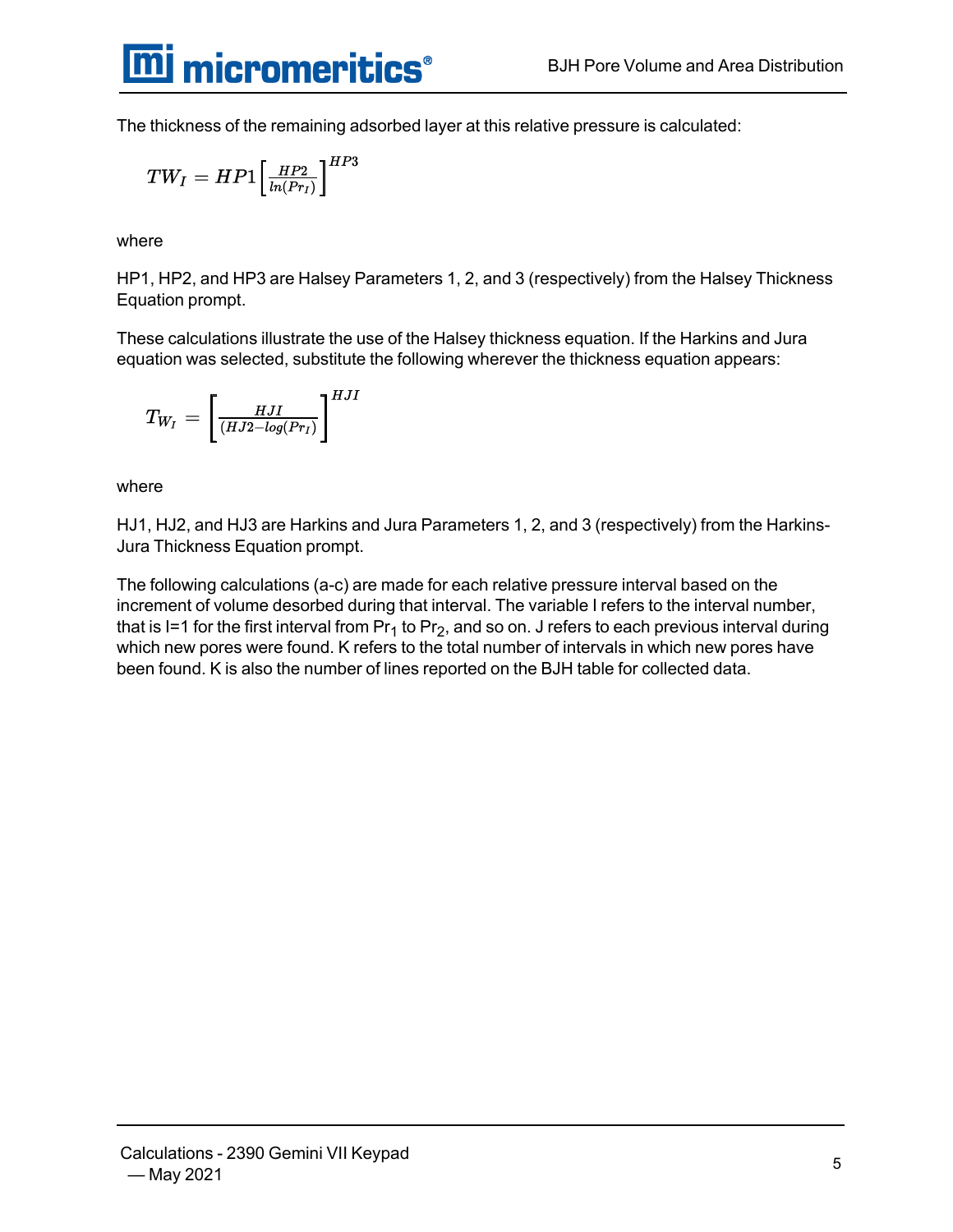The thickness of the remaining adsorbed layer at this relative pressure is calculated:

$$TW_I = HP1\left[\frac{HP2}{ln(Pr_I)}\right]^{HP3}$$

where

HP1, HP2, and HP3 are Halsey Parameters 1, 2, and 3 (respectively) from the Halsey Thickness Equation prompt.

These calculations illustrate the use of the Halsey thickness equation. If the Harkins and Jura equation was selected, substitute the following wherever the thickness equation appears:

$$T_{W_I} = \left[\frac{HJI}{(HJ2 - log(Pr_I)}\right]^{HJI}$$

where

HJ1, HJ2, and HJ3 are Harkins and Jura Parameters 1, 2, and 3 (respectively) from the Harkins-Jura Thickness Equation prompt.

The following calculations (a-c) are made for each relative pressure interval based on the increment of volume desorbed during that interval. The variable I refers to the interval number, that is I=1 for the first interval from $Pr_1$ to $Pr_2$, and so on. J refers to each previous interval during which new pores were found. K refers to the total number of intervals in which new pores have been found. K is also the number of lines reported on the BJH table for collected data.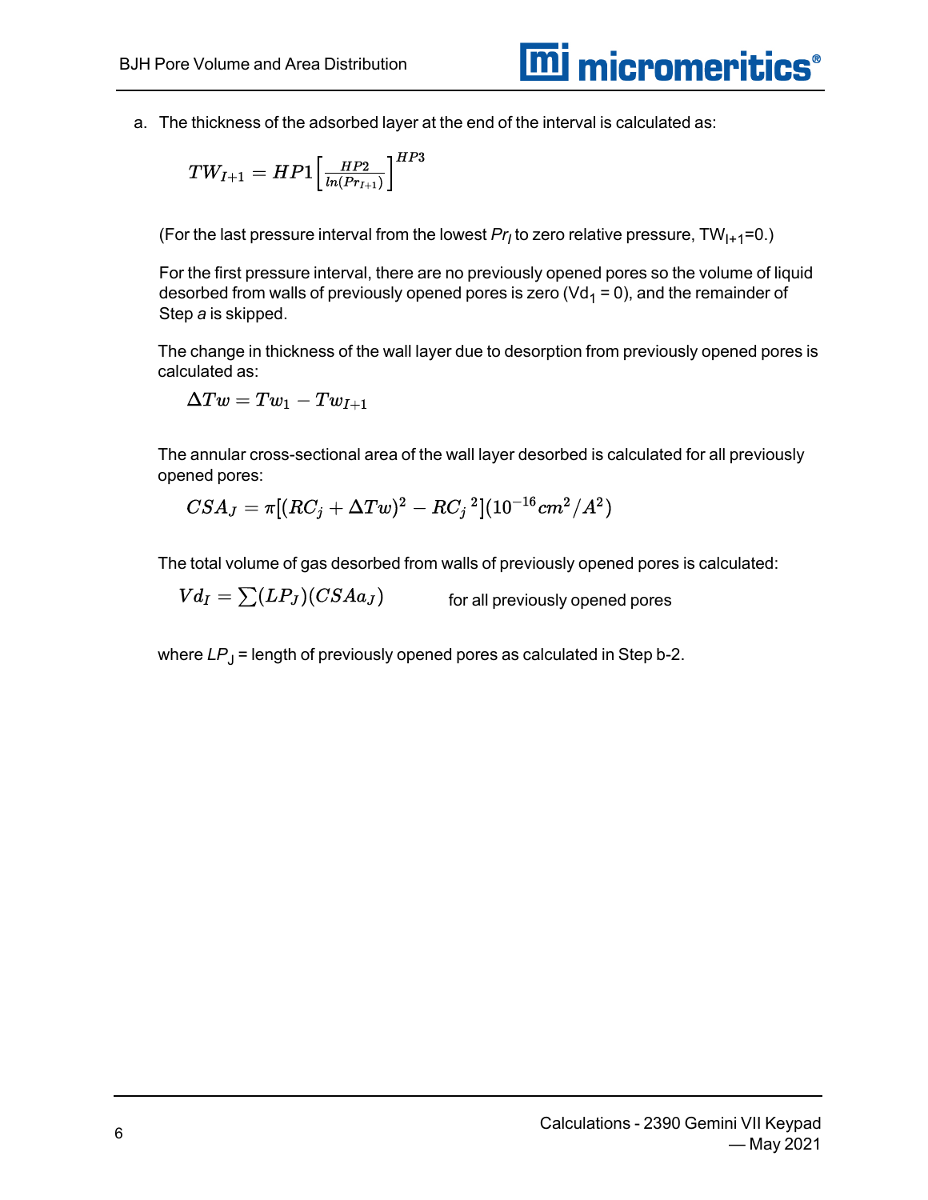a. The thickness of the adsorbed layer at the end of the interval is calculated as:

$$TW_{I+1} = HP1\left[\frac{HP2}{ln(Pr_{I+1})}\right]^{HP3}$$

(For the last pressure interval from the lowest $Pr_I$ to zero relative pressure, $TW_{I+1}$=0.)

For the first pressure interval, there are no previously opened pores so the volume of liquid desorbed from walls of previously opened pores is zero ($Vd_1 = 0$), and the remainder of Step *a* is skipped.

The change in thickness of the wall layer due to desorption from previously opened pores is calculated as:

$$\Delta Tw = Tw_1 - Tw_{I+1}$$

The annular cross-sectional area of the wall layer desorbed is calculated for all previously opened pores:

$$CSA_J = \pi[(RC_j + \Delta Tw)^2 - RC_j{}^2](10^{-16} cm^2/A^2)$$

The total volume of gas desorbed from walls of previously opened pores is calculated:

$$Vd_I = \sum(LP_J)(CSAa_J) \qquad \text{for all previously opened pores}$$

where $LP_J$ = length of previously opened pores as calculated in Step b-2.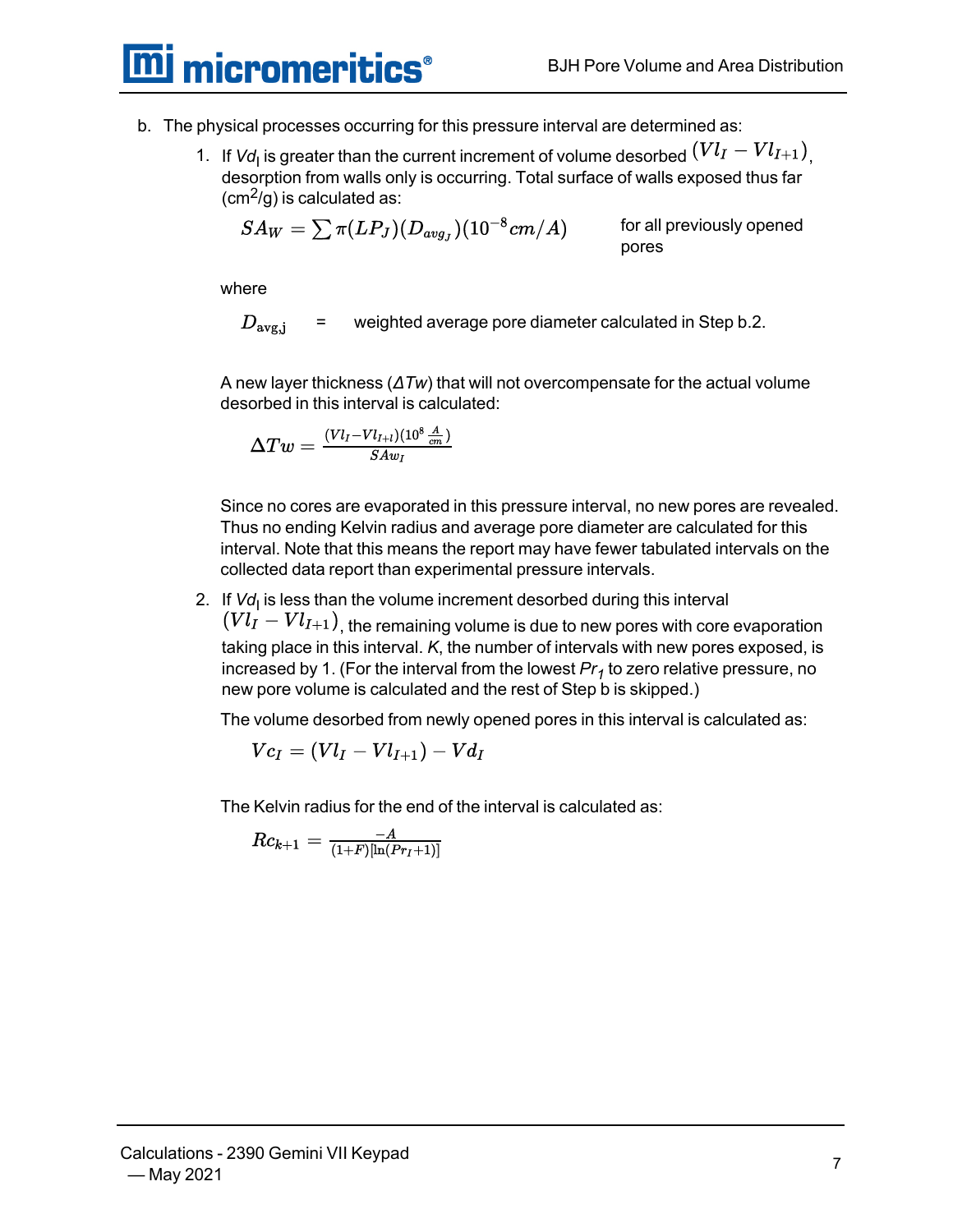b. The physical processes occurring for this pressure interval are determined as:

1. If $Vd_I$ is greater than the current increment of volume desorbed $(Vl_I - Vl_{I+1})$, desorption from walls only is occurring. Total surface of walls exposed thus far ($cm^2/g$) is calculated as:

   $$SA_W = \sum \pi (LP_J)(D_{avg_J})(10^{-8} cm/A)$$

   for all previously opened pores

   where

   $D_{\mathrm{avg,j}}$ = weighted average pore diameter calculated in Step b.2.

   A new layer thickness ($\Delta Tw$) that will not overcompensate for the actual volume desorbed in this interval is calculated:

   $$\Delta Tw = \frac{(Vl_I - Vl_{I+l})(10^8 \frac{A}{cm})}{SAw_I}$$

   Since no cores are evaporated in this pressure interval, no new pores are revealed. Thus no ending Kelvin radius and average pore diameter are calculated for this interval. Note that this means the report may have fewer tabulated intervals on the collected data report than experimental pressure intervals.

2. If $Vd_I$ is less than the volume increment desorbed during this interval $(Vl_I - Vl_{I+1})$, the remaining volume is due to new pores with core evaporation taking place in this interval. *K*, the number of intervals with new pores exposed, is increased by 1. (For the interval from the lowest $Pr_1$ to zero relative pressure, no new pore volume is calculated and the rest of Step b is skipped.)

   The volume desorbed from newly opened pores in this interval is calculated as:

   $$Vc_I = (Vl_I - Vl_{I+1}) - Vd_I$$

   The Kelvin radius for the end of the interval is calculated as:

   $$Rc_{k+1} = \frac{-A}{(1+F)[\ln(Pr_I + 1)]}$$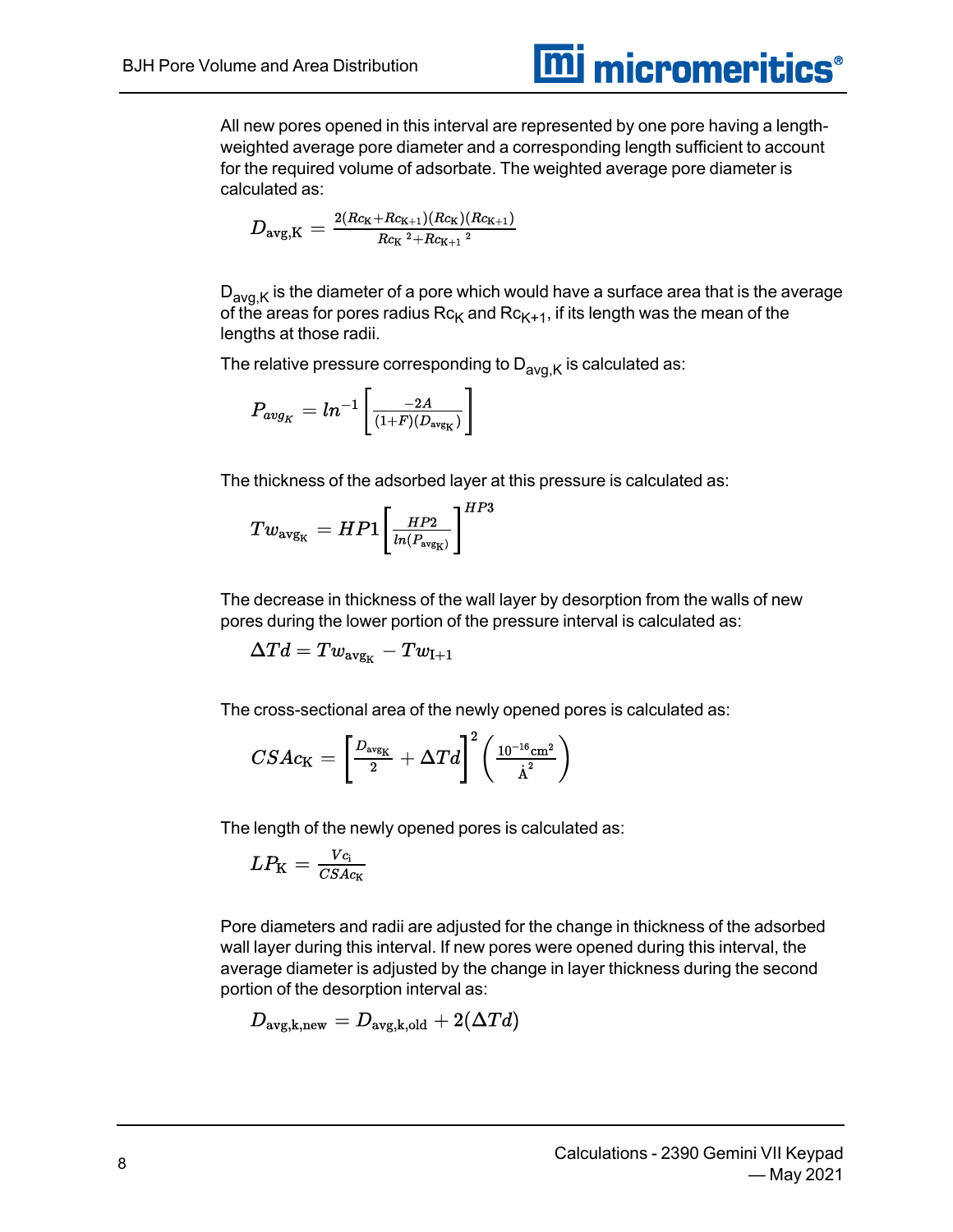All new pores opened in this interval are represented by one pore having a length-weighted average pore diameter and a corresponding length sufficient to account for the required volume of adsorbate. The weighted average pore diameter is calculated as:

$$D_{\mathrm{avg,K}} = \frac{2(Rc_{\mathrm{K}}+Rc_{\mathrm{K+1}})(Rc_{\mathrm{K}})(Rc_{\mathrm{K+1}})}{Rc_{\mathrm{K}}{}^2+Rc_{\mathrm{K+1}}{}^2}$$

$D_{avg,K}$ is the diameter of a pore which would have a surface area that is the average of the areas for pores radius $Rc_K$ and $Rc_{K+1}$, if its length was the mean of the lengths at those radii.

The relative pressure corresponding to $D_{avg,K}$ is calculated as:

$$P_{avg_K} = ln^{-1}\left[\frac{-2A}{(1+F)(D_{\mathrm{avg_K}})}\right]$$

The thickness of the adsorbed layer at this pressure is calculated as:

$$Tw_{\mathrm{avg_K}} = HP1\left[\frac{HP2}{ln(P_{\mathrm{avg_K}})}\right]^{HP3}$$

The decrease in thickness of the wall layer by desorption from the walls of new pores during the lower portion of the pressure interval is calculated as:

$$\Delta Td = Tw_{\mathrm{avg_K}} - Tw_{\mathrm{I+1}}$$

The cross-sectional area of the newly opened pores is calculated as:

$$CSAc_{\mathrm{K}} = \left[\frac{D_{\mathrm{avg_K}}}{2} + \Delta Td\right]^2 \left(\frac{10^{-16}\mathrm{cm}^2}{\mathring{A}^2}\right)$$

The length of the newly opened pores is calculated as:

$$LP_{\mathrm{K}} = \frac{Vc_{\mathrm{i}}}{CSAc_{\mathrm{K}}}$$

Pore diameters and radii are adjusted for the change in thickness of the adsorbed wall layer during this interval. If new pores were opened during this interval, the average diameter is adjusted by the change in layer thickness during the second portion of the desorption interval as:

$$D_{\mathrm{avg,k,new}} = D_{\mathrm{avg,k,old}} + 2(\Delta Td)$$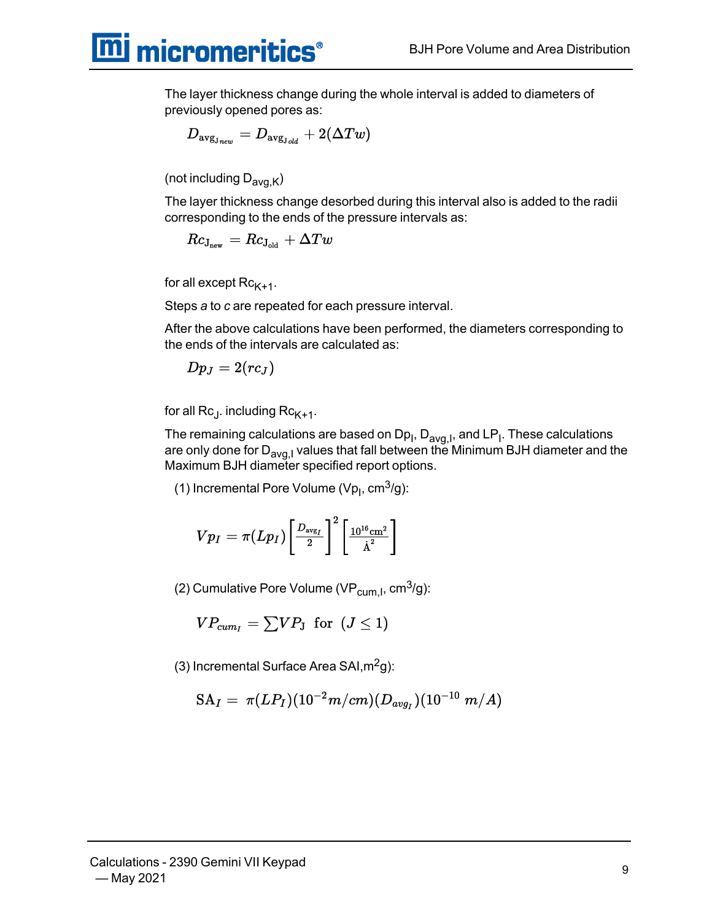The layer thickness change during the whole interval is added to diameters of previously opened pores as:

$$D_{\mathrm{avg}_{\mathrm{J}_{new}}} = D_{\mathrm{avg}_{\mathrm{J}_{old}}} + 2(\Delta Tw)$$

(not including $D_{avg,K}$)

The layer thickness change desorbed during this interval also is added to the radii corresponding to the ends of the pressure intervals as:

$$Rc_{\mathrm{J_{new}}} = Rc_{\mathrm{J_{old}}} + \Delta Tw$$

for all except $Rc_{K+1}$.

Steps *a* to *c* are repeated for each pressure interval.

After the above calculations have been performed, the diameters corresponding to the ends of the intervals are calculated as:

$$Dp_J = 2(rc_J)$$

for all $Rc_J$. including $Rc_{K+1}$.

The remaining calculations are based on $Dp_I$, $D_{avg,I}$, and $LP_I$. These calculations are only done for $D_{avg,I}$ values that fall between the Minimum BJH diameter and the Maximum BJH diameter specified report options.

(1) Incremental Pore Volume ($Vp_I$, $cm^3/g$):

$$Vp_I = \pi(Lp_I)\left[\frac{D_{\mathrm{avg}_I}}{2}\right]^2\left[\frac{10^{16}\mathrm{cm}^2}{\dot{\mathrm{A}}^2}\right]$$

(2) Cumulative Pore Volume ($VP_{cum,I}$, $cm^3/g$):

$$VP_{cum_I} = \sum VP_{\mathrm{J}} \ \ \text{for} \ \ (J \leq 1)$$

(3) Incremental Surface Area SAI,$m^2$g):

$$\mathrm{SA}_I = \pi(LP_I)(10^{-2} m/cm)(D_{avg_I})(10^{-10} \ m/A)$$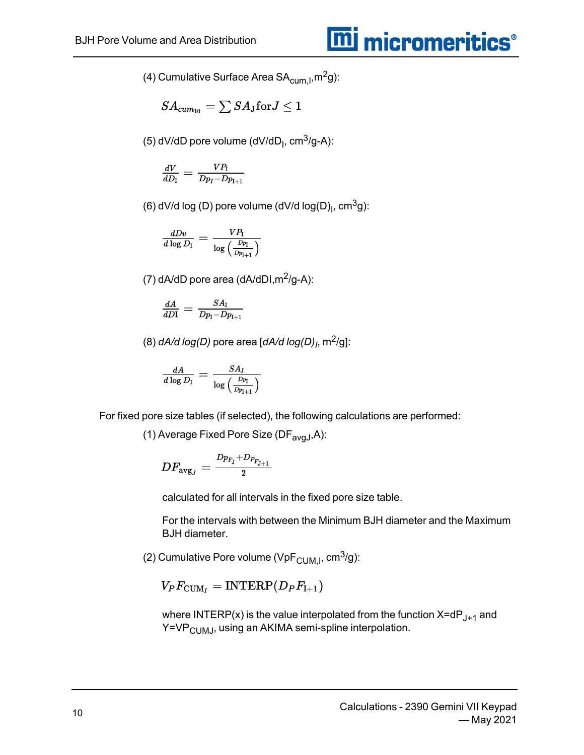(4) Cumulative Surface Area $SA_{cum,I}$,m$^2$g):

$$SA_{cum_{10}} = \sum SA_{\mathrm{J}} \mathrm{for} J \leq 1$$

(5) dV/dD pore volume ($dV/dD_I$, cm$^3$/g-A):

$$\frac{dV}{dD_{\mathrm{I}}} = \frac{VP_{\mathrm{I}}}{Dp_I - Dp_{\mathrm{I+1}}}$$

(6) dV/d log (D) pore volume (dV/d $\log(D)_I$, cm$^3$g):

$$\frac{dDv}{d \log D_{\mathrm{I}}} = \frac{VP_{\mathrm{I}}}{\log\left(\frac{Dp_{\mathrm{I}}}{Dp_{\mathrm{I+1}}}\right)}$$

(7) dA/dD pore area (dA/dDI,m$^2$/g-A):

$$\frac{dA}{dD\mathrm{I}} = \frac{SA_{\mathrm{I}}}{Dp_{\mathrm{I}} - Dp_{\mathrm{I+1}}}$$

(8) *dA/d log(D)* pore area [*dA/d log(D)$_I$*, m$^2$/g]:

$$\frac{dA}{d \log D_{\mathrm{I}}} = \frac{SA_I}{\log\left(\frac{Dp_{\mathrm{I}}}{Dp_{\mathrm{I+1}}}\right)}$$

For fixed pore size tables (if selected), the following calculations are performed:

(1) Average Fixed Pore Size ($DF_{avgJ}$,A):

$$DF_{\mathrm{avg}_J} = \frac{Dp_{F_{\mathrm{J}}} + Dp_{F_{\mathrm{J+1}}}}{2}$$

calculated for all intervals in the fixed pore size table.

For the intervals with between the Minimum BJH diameter and the Maximum BJH diameter.

(2) Cumulative Pore volume ($VpF_{CUM,I}$, cm$^3$/g):

$$V_P F_{\mathrm{CUM}_I} = \mathrm{INTERP}(D_P F_{\mathrm{I+1}})$$

where INTERP(x) is the value interpolated from the function X=$dP_{J+1}$ and Y=$VP_{CUMJ}$, using an AKIMA semi-spline interpolation.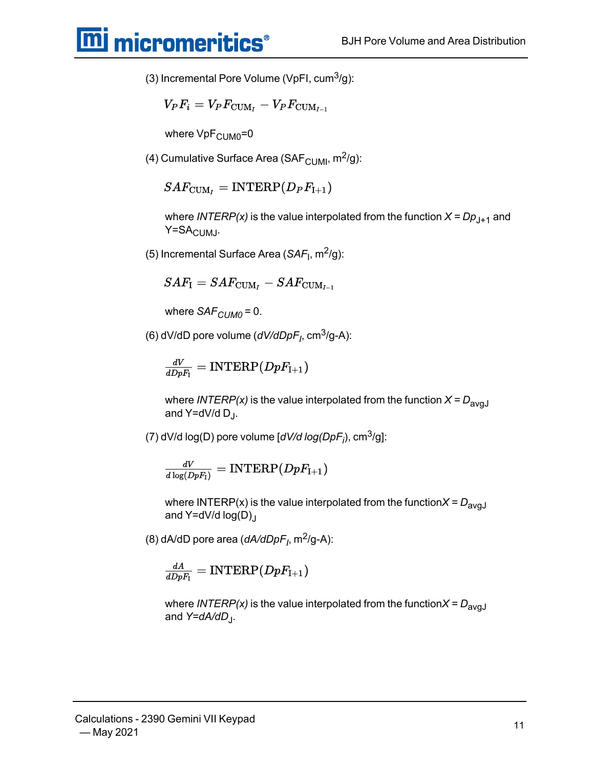(3) Incremental Pore Volume (VpFI, cum$^3$/g):

$$V_P F_i = V_P F_{\text{CUM}_I} - V_P F_{\text{CUM}_{I-1}}$$

where $VpF_{CUM0}$=0

(4) Cumulative Surface Area ($SAF_{CUMI}$, m$^2$/g):

$$SAF_{\text{CUM}_I} = \text{INTERP}(D_P F_{\text{I}+1})$$

where *INTERP(x)* is the value interpolated from the function $X = Dp_{J+1}$ and $Y=SA_{CUMJ}$.

(5) Incremental Surface Area ($SAF_I$, m$^2$/g):

$$SAF_{\text{I}} = SAF_{\text{CUM}_I} - SAF_{\text{CUM}_{I-1}}$$

where $SAF_{CUM0} = 0$.

(6) dV/dD pore volume ($dV/dDpF_I$, cm$^3$/g-A):

$$\frac{dV}{dDpF_{\text{I}}} = \text{INTERP}(DpF_{\text{I}+1})$$

where *INTERP(x)* is the value interpolated from the function $X = D_{avgJ}$ and $Y=dV/d\,D_J$.

(7) dV/d log(D) pore volume [$dV/d\log(DpF_i)$, cm$^3$/g]:

$$\frac{dV}{d\log(DpF_{\text{I}})} = \text{INTERP}(DpF_{\text{I}+1})$$

where INTERP(x) is the value interpolated from the function $X = D_{avgJ}$ and $Y=dV/d\log(D)_J$

(8) dA/dD pore area ($dA/dDpF_I$, m$^2$/g-A):

$$\frac{dA}{dDpF_{\text{I}}} = \text{INTERP}(DpF_{\text{I}+1})$$

where *INTERP(x)* is the value interpolated from the function $X = D_{avgJ}$ and $Y=dA/dD_J$.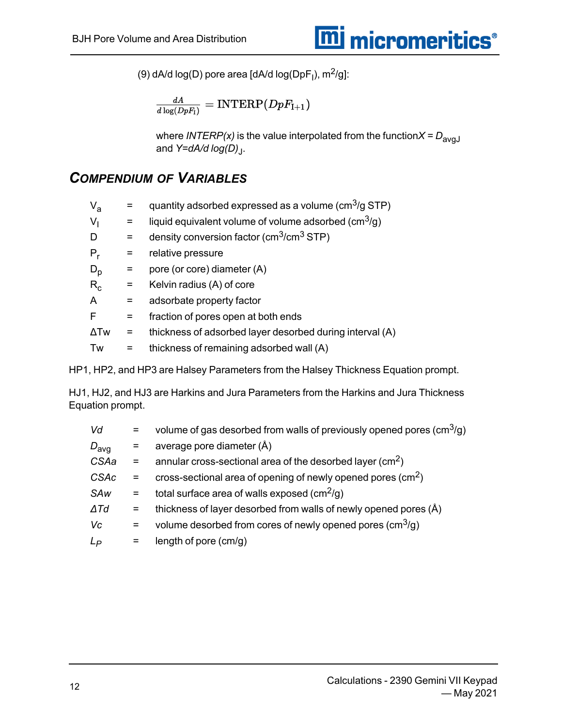(9) dA/d log(D) pore area [dA/d log($DpF_I$), $m^2/g$]:

$$\frac{dA}{d\log(DpF_{\mathrm{I}})} = \mathrm{INTERP}(DpF_{\mathrm{I+1}})$$

where *INTERP(x)* is the value interpolated from the function $X = D_{avgJ}$ and $Y = dA/d\log(D)_J$.

## *Compendium of Variables*

| | | |
|---|---|---|
| $V_a$ | = | quantity adsorbed expressed as a volume ($cm^3/g$ STP) |
| $V_l$ | = | liquid equivalent volume of volume adsorbed ($cm^3/g$) |
| D | = | density conversion factor ($cm^3/cm^3$ STP) |
| $P_r$ | = | relative pressure |
| $D_p$ | = | pore (or core) diameter (A) |
| $R_c$ | = | Kelvin radius (A) of core |
| A | = | adsorbate property factor |
| F | = | fraction of pores open at both ends |
| ΔTw | = | thickness of adsorbed layer desorbed during interval (A) |
| Tw | = | thickness of remaining adsorbed wall (A) |

HP1, HP2, and HP3 are Halsey Parameters from the Halsey Thickness Equation prompt.

HJ1, HJ2, and HJ3 are Harkins and Jura Parameters from the Harkins and Jura Thickness Equation prompt.

| | | |
|---|---|---|
| *Vd* | = | volume of gas desorbed from walls of previously opened pores ($cm^3/g$) |
| $D_{avg}$ | = | average pore diameter (Å) |
| *CSAa* | = | annular cross-sectional area of the desorbed layer ($cm^2$) |
| *CSAc* | = | cross-sectional area of opening of newly opened pores ($cm^2$) |
| *SAw* | = | total surface area of walls exposed ($cm^2/g$) |
| *ΔTd* | = | thickness of layer desorbed from walls of newly opened pores (Å) |
| *Vc* | = | volume desorbed from cores of newly opened pores ($cm^3/g$) |
| $L_P$ | = | length of pore (cm/g) |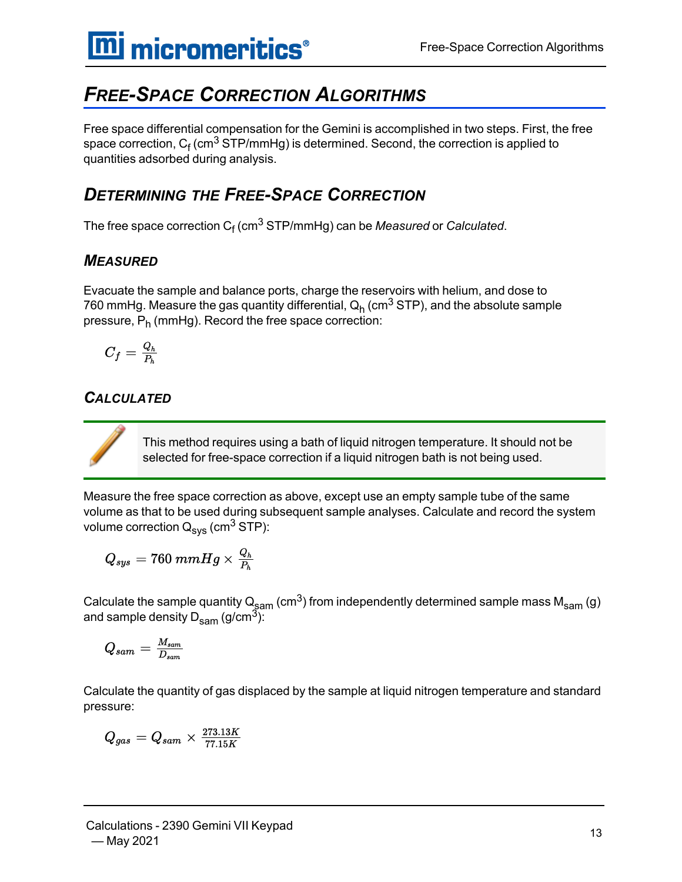# Free-Space Correction Algorithms

Free space differential compensation for the Gemini is accomplished in two steps. First, the free space correction, $C_f$ (cm$^3$ STP/mmHg) is determined. Second, the correction is applied to quantities adsorbed during analysis.

## Determining the Free-Space Correction

The free space correction $C_f$ (cm$^3$ STP/mmHg) can be *Measured* or *Calculated*.

### Measured

Evacuate the sample and balance ports, charge the reservoirs with helium, and dose to 760 mmHg. Measure the gas quantity differential, $Q_h$ (cm$^3$ STP), and the absolute sample pressure, $P_h$ (mmHg). Record the free space correction:

$$C_f = \frac{Q_h}{P_h}$$

### Calculated

This method requires using a bath of liquid nitrogen temperature. It should not be selected for free-space correction if a liquid nitrogen bath is not being used.

Measure the free space correction as above, except use an empty sample tube of the same volume as that to be used during subsequent sample analyses. Calculate and record the system volume correction $Q_{sys}$ (cm$^3$ STP):

$$Q_{sys} = 760\ mmHg \times \frac{Q_h}{P_h}$$

Calculate the sample quantity $Q_{sam}$ (cm$^3$) from independently determined sample mass $M_{sam}$ (g) and sample density $D_{sam}$ (g/cm$^3$):

$$Q_{sam} = \frac{M_{sam}}{D_{sam}}$$

Calculate the quantity of gas displaced by the sample at liquid nitrogen temperature and standard pressure:

$$Q_{gas} = Q_{sam} \times \frac{273.13K}{77.15K}$$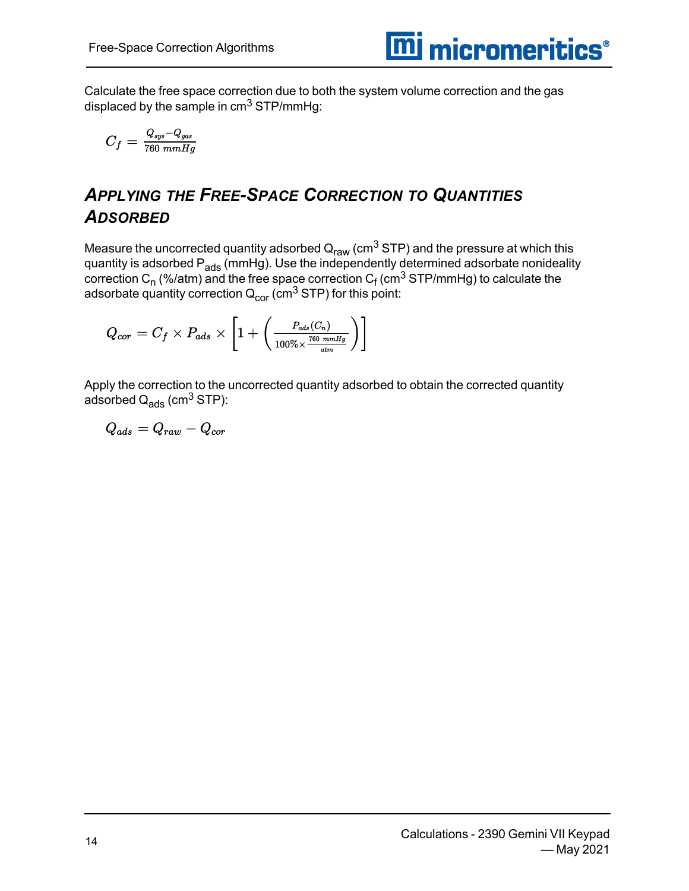Calculate the free space correction due to both the system volume correction and the gas displaced by the sample in $cm^3$ STP/mmHg:

$$C_f = \frac{Q_{sys} - Q_{gas}}{760\ mmHg}$$

## Applying the Free-Space Correction to Quantities Adsorbed

Measure the uncorrected quantity adsorbed $Q_{raw}$ ($cm^3$ STP) and the pressure at which this quantity is adsorbed $P_{ads}$ (mmHg). Use the independently determined adsorbate nonideality correction $C_n$ (%/atm) and the free space correction $C_f$ ($cm^3$ STP/mmHg) to calculate the adsorbate quantity correction $Q_{cor}$ ($cm^3$ STP) for this point:

$$Q_{cor} = C_f \times P_{ads} \times \left[1 + \left(\frac{P_{ads}(C_n)}{100\% \times \frac{760\ mmHg}{atm}}\right)\right]$$

Apply the correction to the uncorrected quantity adsorbed to obtain the corrected quantity adsorbed $Q_{ads}$ ($cm^3$ STP):

$$Q_{ads} = Q_{raw} - Q_{cor}$$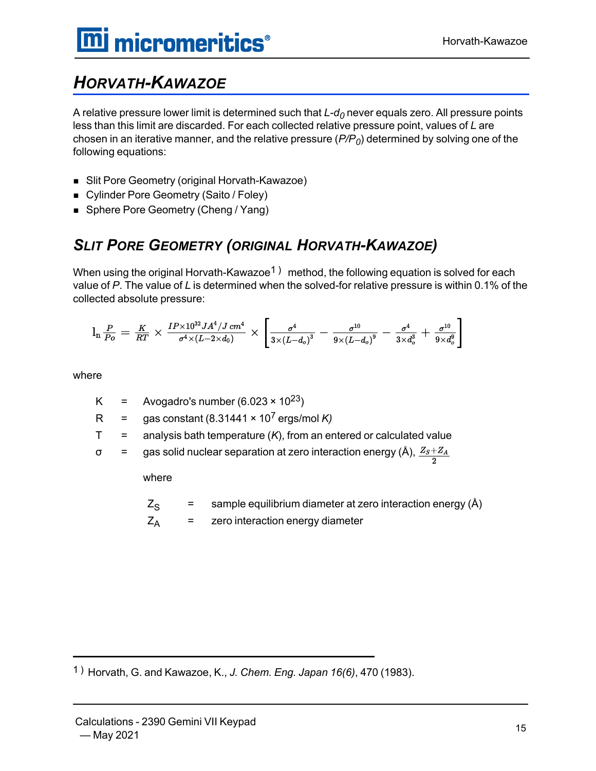# HORVATH-KAWAZOE

A relative pressure lower limit is determined such that $L$-$d_0$ never equals zero. All pressure points less than this limit are discarded. For each collected relative pressure point, values of $L$ are chosen in an iterative manner, and the relative pressure ($P/P_0$) determined by solving one of the following equations:

- Slit Pore Geometry (original Horvath-Kawazoe)
- Cylinder Pore Geometry (Saito / Foley)
- Sphere Pore Geometry (Cheng / Yang)

## SLIT PORE GEOMETRY (ORIGINAL HORVATH-KAWAZOE)

When using the original Horvath-Kawazoe[1] method, the following equation is solved for each value of $P$. The value of $L$ is determined when the solved-for relative pressure is within 0.1% of the collected absolute pressure:

$$\ln \frac{P}{Po} = \frac{K}{RT} \times \frac{IP \times 10^{32} JA^4/J\,cm^4}{\sigma^4 \times (L - 2 \times d_0)} \times \left[ \frac{\sigma^4}{3 \times (L - d_o)^3} - \frac{\sigma^{10}}{9 \times (L - d_o)^9} - \frac{\sigma^4}{3 \times d_o^3} + \frac{\sigma^{10}}{9 \times d_o^9} \right]$$

where

| | | |
|---|---|---|
| K | = | Avogadro's number ($6.023 \times 10^{23}$) |
| R | = | gas constant ($8.31441 \times 10^7$ ergs/mol $K$) |
| T | = | analysis bath temperature ($K$), from an entered or calculated value |
| σ | = | gas solid nuclear separation at zero interaction energy (Å), $\frac{Z_S + Z_A}{2}$ |

where

| | | |
|---|---|---|
| $Z_S$ | = | sample equilibrium diameter at zero interaction energy (Å) |
| $Z_A$ | = | zero interaction energy diameter |

[1] Horvath, G. and Kawazoe, K., *J. Chem. Eng. Japan 16(6)*, 470 (1983).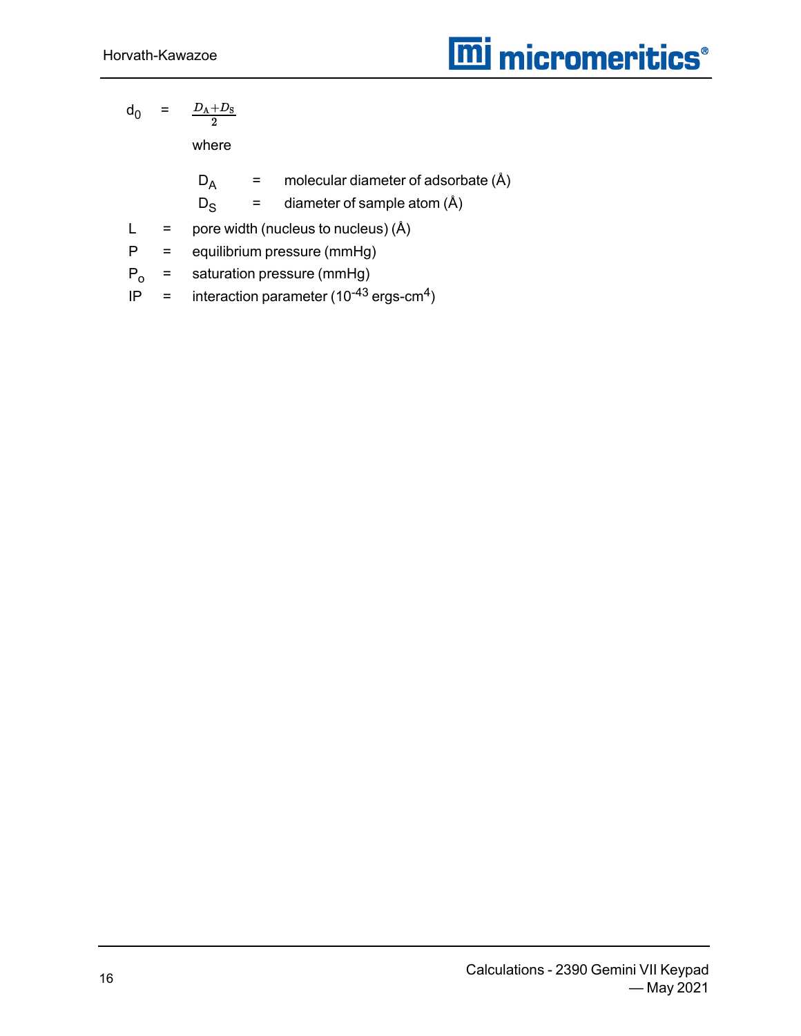$d_0 = \frac{D_A + D_S}{2}$

where

$D_A$ = molecular diameter of adsorbate (Å)

$D_S$ = diameter of sample atom (Å)

$L$ = pore width (nucleus to nucleus) (Å)

$P$ = equilibrium pressure (mmHg)

$P_o$ = saturation pressure (mmHg)

$IP$ = interaction parameter ($10^{-43}$ ergs-cm$^4$)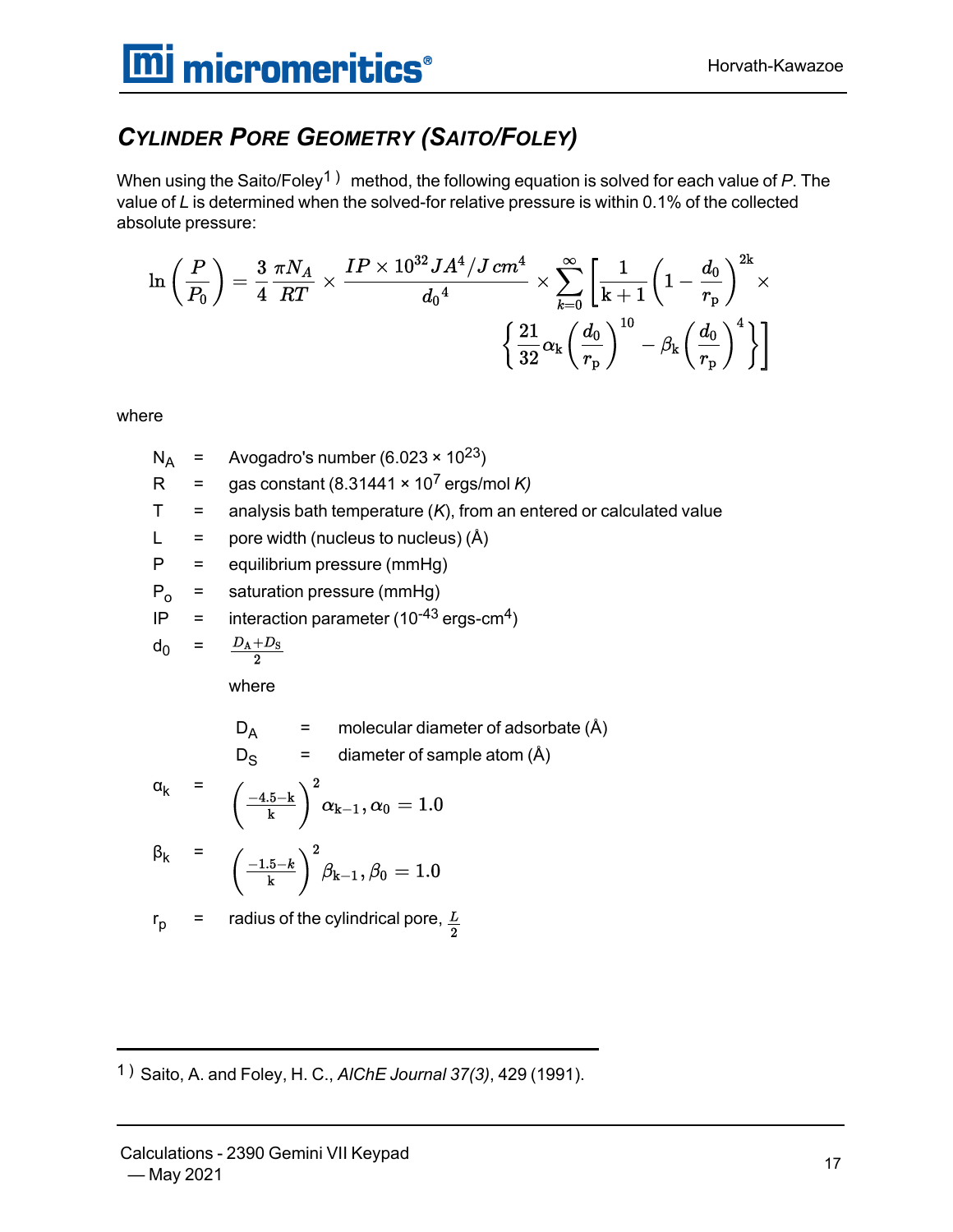## *Cylinder Pore Geometry (Saito/Foley)*

When using the Saito/Foley[1] method, the following equation is solved for each value of *P*. The value of *L* is determined when the solved-for relative pressure is within 0.1% of the collected absolute pressure:

$$\ln\left(\frac{P}{P_0}\right) = \frac{3}{4}\frac{\pi N_A}{RT} \times \frac{IP \times 10^{32} JA^4/J\,cm^4}{d_0{}^4} \times \sum_{k=0}^{\infty}\left[\frac{1}{\mathrm{k}+1}\left(1-\frac{d_0}{r_\mathrm{p}}\right)^{2\mathrm{k}} \times \left\{\frac{21}{32}\alpha_\mathrm{k}\left(\frac{d_0}{r_\mathrm{p}}\right)^{10} - \beta_\mathrm{k}\left(\frac{d_0}{r_\mathrm{p}}\right)^{4}\right\}\right]$$

where

| | | |
|---|---|---|
| $N_A$ | = | Avogadro's number ($6.023 \times 10^{23}$) |
| R | = | gas constant ($8.31441 \times 10^7$ ergs/mol *K)* |
| T | = | analysis bath temperature (*K*), from an entered or calculated value |
| L | = | pore width (nucleus to nucleus) (Å) |
| P | = | equilibrium pressure (mmHg) |
| $P_o$ | = | saturation pressure (mmHg) |
| IP | = | interaction parameter ($10^{-43}$ ergs-cm$^4$) |
| $d_0$ | = | $\frac{D_\mathrm{A}+D_\mathrm{S}}{2}$ |

where

| | | |
|---|---|---|
| $D_A$ | = | molecular diameter of adsorbate (Å) |
| $D_S$ | = | diameter of sample atom (Å) |

| | | |
|---|---|---|
| $\alpha_k$ | = | $\left(\frac{-4.5-\mathrm{k}}{\mathrm{k}}\right)^2 \alpha_{\mathrm{k}-1}, \alpha_0 = 1.0$ |
| $\beta_k$ | = | $\left(\frac{-1.5-k}{\mathrm{k}}\right)^2 \beta_{\mathrm{k}-1}, \beta_0 = 1.0$ |
| $r_p$ | = | radius of the cylindrical pore, $\frac{L}{2}$ |

---

[1] Saito, A. and Foley, H. C., *AIChE Journal 37(3)*, 429 (1991).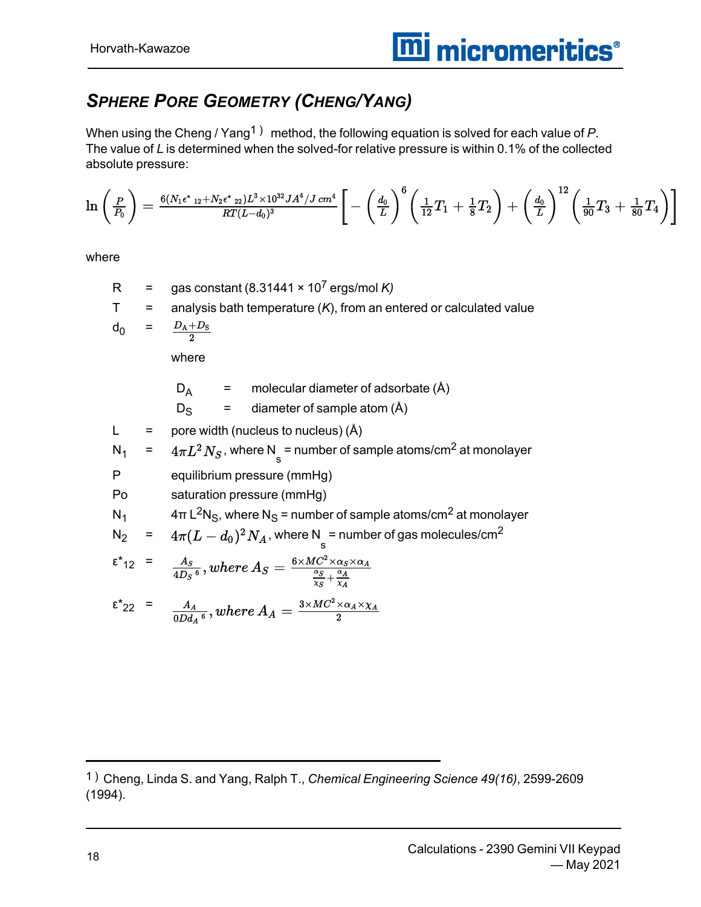## *SPHERE PORE GEOMETRY (CHENG/YANG)*

When using the Cheng / Yang[1] method, the following equation is solved for each value of *P*. The value of *L* is determined when the solved-for relative pressure is within 0.1% of the collected absolute pressure:

$$\ln\left(\frac{P}{P_0}\right) = \frac{6(N_1\epsilon^*{}_{12} + N_2\epsilon^*{}_{22})L^3 \times 10^{32} JA^4/J\,cm^4}{RT(L-d_0)^3}\left[-\left(\frac{d_0}{L}\right)^6\left(\frac{1}{12}T_1 + \frac{1}{8}T_2\right) + \left(\frac{d_0}{L}\right)^{12}\left(\frac{1}{90}T_3 + \frac{1}{80}T_4\right)\right]$$

where

| | | |
|---|---|---|
| R | = | gas constant ($8.31441 \times 10^7$ ergs/mol *K)* |
| T | = | analysis bath temperature (*K*), from an entered or calculated value |
| $d_0$ | = | $\frac{D_A + D_S}{2}$ |

where

| | | |
|---|---|---|
| $D_A$ | = | molecular diameter of adsorbate (Å) |
| $D_S$ | = | diameter of sample atom (Å) |

| | | |
|---|---|---|
| L | = | pore width (nucleus to nucleus) (Å) |
| $N_1$ | = | $4\pi L^2 N_S$, where $N_s$ = number of sample atoms/cm² at monolayer |
| P | | equilibrium pressure (mmHg) |
| Po | | saturation pressure (mmHg) |
| $N_1$ | | $4\pi L^2 N_S$, where $N_S$ = number of sample atoms/cm² at monolayer |
| $N_2$ | = | $4\pi(L-d_0)^2 N_A$, where $N_s$ = number of gas molecules/cm² |
| $\epsilon^*_{12}$ | = | $\frac{A_S}{4D_S{}^6}, where\ A_S = \frac{6 \times MC^2 \times \alpha_S \times \alpha_A}{\frac{\alpha_S}{\chi_S} + \frac{\alpha_A}{\chi_A}}$ |
| $\epsilon^*_{22}$ | = | $\frac{A_A}{0Dd_A{}^6}, where\ A_A = \frac{3 \times MC^2 \times \alpha_A \times \chi_A}{2}$ |

---

[1] Cheng, Linda S. and Yang, Ralph T., *Chemical Engineering Science 49(16)*, 2599-2609 (1994).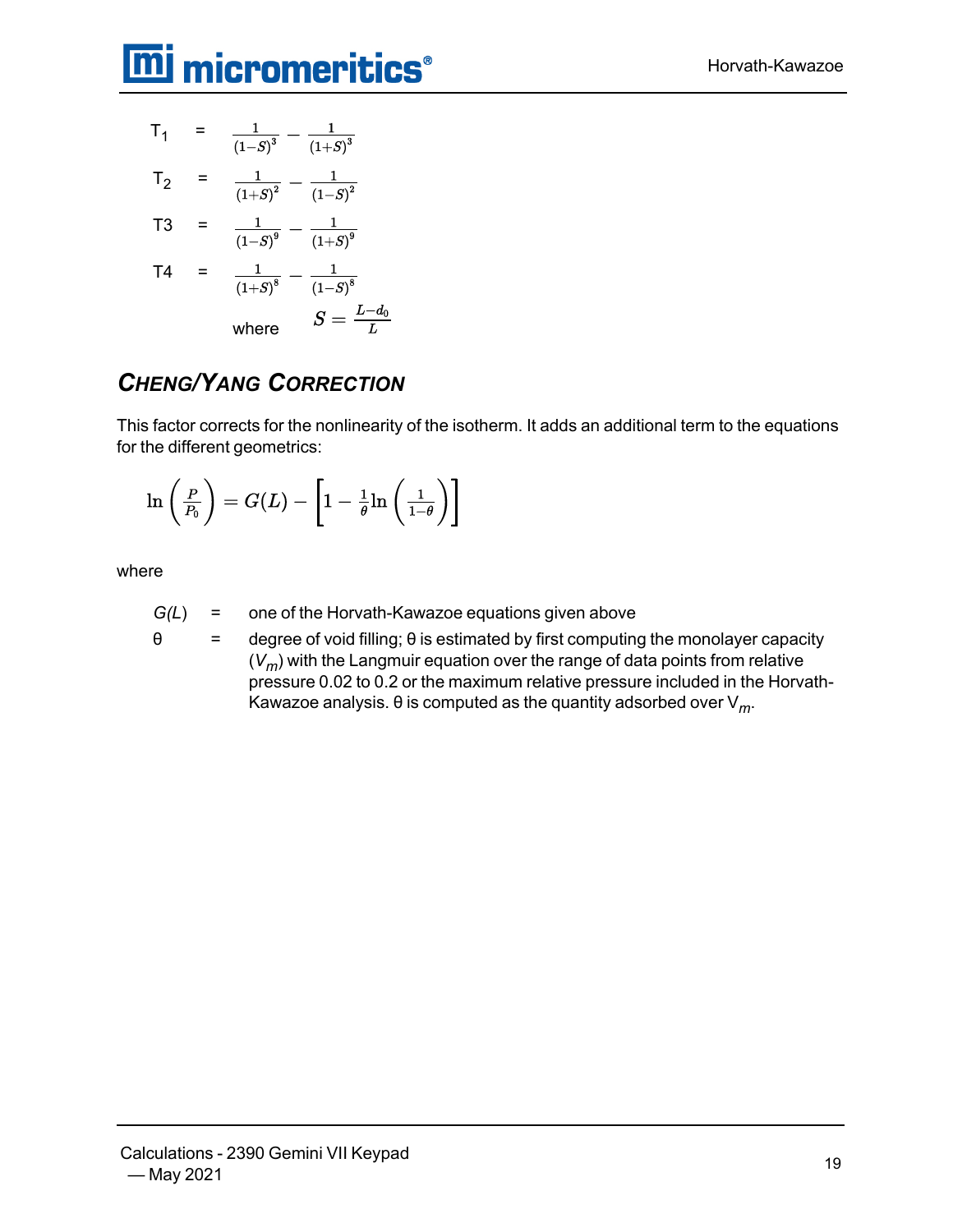$T_1 = \frac{1}{(1-S)^3} - \frac{1}{(1+S)^3}$

$T_2 = \frac{1}{(1+S)^2} - \frac{1}{(1-S)^2}$

$T3 = \frac{1}{(1-S)^9} - \frac{1}{(1+S)^9}$

$T4 = \frac{1}{(1+S)^8} - \frac{1}{(1-S)^8}$

where $S = \frac{L-d_0}{L}$

## *Cheng/Yang Correction*

This factor corrects for the nonlinearity of the isotherm. It adds an additional term to the equations for the different geometrics:

$$\ln\left(\frac{P}{P_0}\right) = G(L) - \left[1 - \frac{1}{\theta}\ln\left(\frac{1}{1-\theta}\right)\right]$$

where

| | | |
|---|---|---|
| $G(L)$ | = | one of the Horvath-Kawazoe equations given above |
| $\theta$ | = | degree of void filling; $\theta$ is estimated by first computing the monolayer capacity ($V_m$) with the Langmuir equation over the range of data points from relative pressure 0.02 to 0.2 or the maximum relative pressure included in the Horvath-Kawazoe analysis. $\theta$ is computed as the quantity adsorbed over $V_m$. |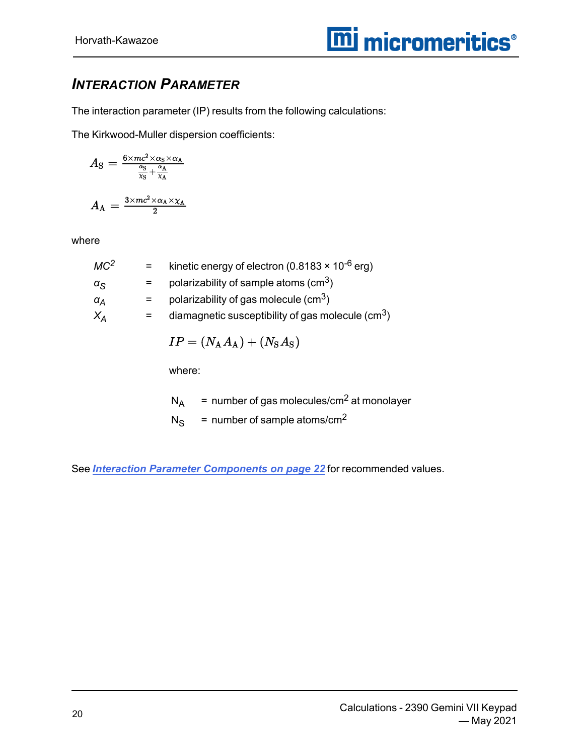## INTERACTION PARAMETER

The interaction parameter (IP) results from the following calculations:

The Kirkwood-Muller dispersion coefficients:

$$A_{\mathrm{S}} = \frac{6 \times mc^2 \times \alpha_{\mathrm{S}} \times \alpha_{\mathrm{A}}}{\frac{\alpha_{\mathrm{S}}}{x_{\mathrm{S}}} + \frac{\alpha_{\mathrm{A}}}{x_{\mathrm{A}}}}$$

$$A_{\mathrm{A}} = \frac{3 \times mc^2 \times \alpha_{\mathrm{A}} \times \chi_{\mathrm{A}}}{2}$$

where

| | | |
|---|---|---|
| $MC^2$ | = | kinetic energy of electron ($0.8183 \times 10^{-6}$ erg) |
| $\alpha_S$ | = | polarizability of sample atoms ($cm^3$) |
| $\alpha_A$ | = | polarizability of gas molecule ($cm^3$) |
| $X_A$ | = | diamagnetic susceptibility of gas molecule ($cm^3$) |

$$IP = (N_{\mathrm{A}} A_{\mathrm{A}}) + (N_{\mathrm{S}} A_{\mathrm{S}})$$

where:

$N_A$ = number of gas molecules/$cm^2$ at monolayer

$N_S$ = number of sample atoms/$cm^2$

See ***Interaction Parameter Components on page 22*** for recommended values.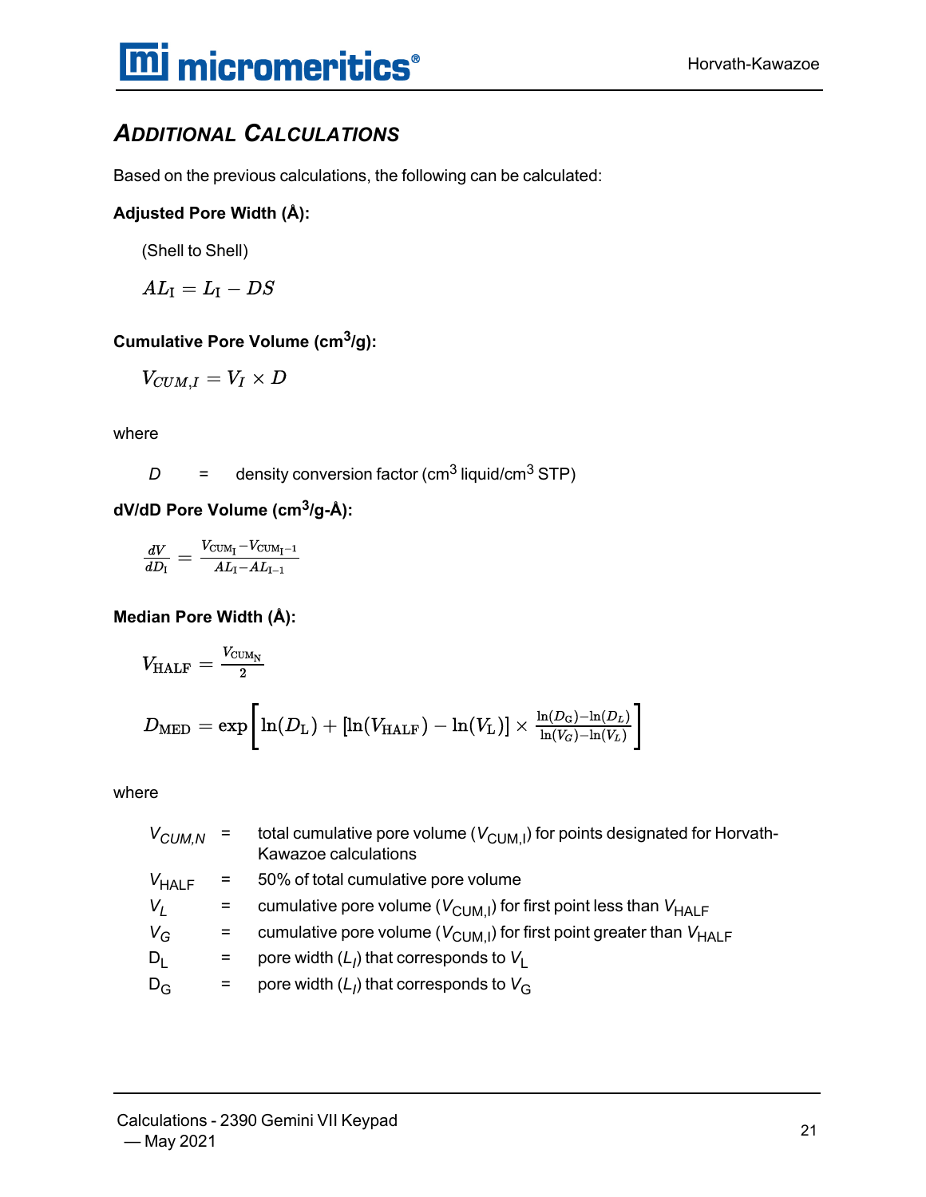## ADDITIONAL CALCULATIONS

Based on the previous calculations, the following can be calculated:

**Adjusted Pore Width (Å):**

(Shell to Shell)

$$AL_{\mathrm{I}} = L_{\mathrm{I}} - DS$$

**Cumulative Pore Volume (cm$^3$/g):**

$$V_{CUM,I} = V_I \times D$$

where

$D$ = density conversion factor (cm$^3$ liquid/cm$^3$ STP)

**dV/dD Pore Volume (cm$^3$/g-Å):**

$$\frac{dV}{dD_{\mathrm{I}}} = \frac{V_{\mathrm{CUM_I}} - V_{\mathrm{CUM_{I-1}}}}{AL_{\mathrm{I}} - AL_{\mathrm{I-1}}}$$

**Median Pore Width (Å):**

$$V_{\mathrm{HALF}} = \frac{V_{\mathrm{CUM_N}}}{2}$$

$$D_{\mathrm{MED}} = \exp\left[\ln(D_{\mathrm{L}}) + [\ln(V_{\mathrm{HALF}}) - \ln(V_{\mathrm{L}})] \times \frac{\ln(D_G) - \ln(D_L)}{\ln(V_G) - \ln(V_L)}\right]$$

where

| | | |
|---|---|---|
| $V_{CUM,N}$ | = | total cumulative pore volume ($V_{\mathrm{CUM,I}}$) for points designated for Horvath-Kawazoe calculations |
| $V_{\mathrm{HALF}}$ | = | 50% of total cumulative pore volume |
| $V_L$ | = | cumulative pore volume ($V_{\mathrm{CUM,I}}$) for first point less than $V_{\mathrm{HALF}}$ |
| $V_G$ | = | cumulative pore volume ($V_{\mathrm{CUM,I}}$) for first point greater than $V_{\mathrm{HALF}}$ |
| $D_{\mathrm{L}}$ | = | pore width ($L_I$) that corresponds to $V_{\mathrm{L}}$ |
| $D_{\mathrm{G}}$ | = | pore width ($L_I$) that corresponds to $V_{\mathrm{G}}$ |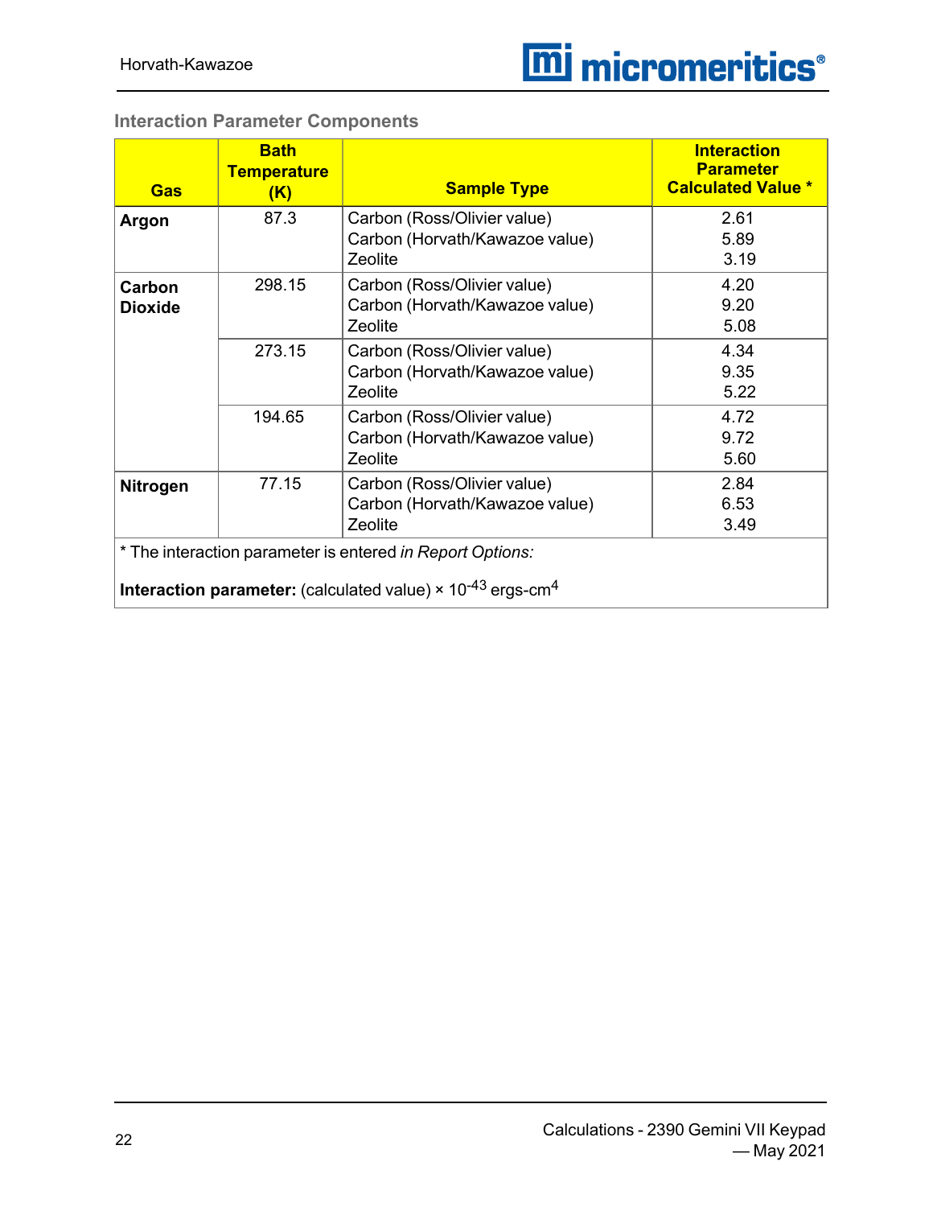### Interaction Parameter Components

| Gas | Bath Temperature (K) | Sample Type | Interaction Parameter Calculated Value * |
|---|---|---|---|
| **Argon** | 87.3 | Carbon (Ross/Olivier value)<br>Carbon (Horvath/Kawazoe value)<br>Zeolite | 2.61<br>5.89<br>3.19 |
| **Carbon Dioxide** | 298.15 | Carbon (Ross/Olivier value)<br>Carbon (Horvath/Kawazoe value)<br>Zeolite | 4.20<br>9.20<br>5.08 |
| | 273.15 | Carbon (Ross/Olivier value)<br>Carbon (Horvath/Kawazoe value)<br>Zeolite | 4.34<br>9.35<br>5.22 |
| | 194.65 | Carbon (Ross/Olivier value)<br>Carbon (Horvath/Kawazoe value)<br>Zeolite | 4.72<br>9.72<br>5.60 |
| **Nitrogen** | 77.15 | Carbon (Ross/Olivier value)<br>Carbon (Horvath/Kawazoe value)<br>Zeolite | 2.84<br>6.53<br>3.49 |

* The interaction parameter is entered *in Report Options:*

**Interaction parameter:** (calculated value) × $10^{-43}$ ergs-cm$^4$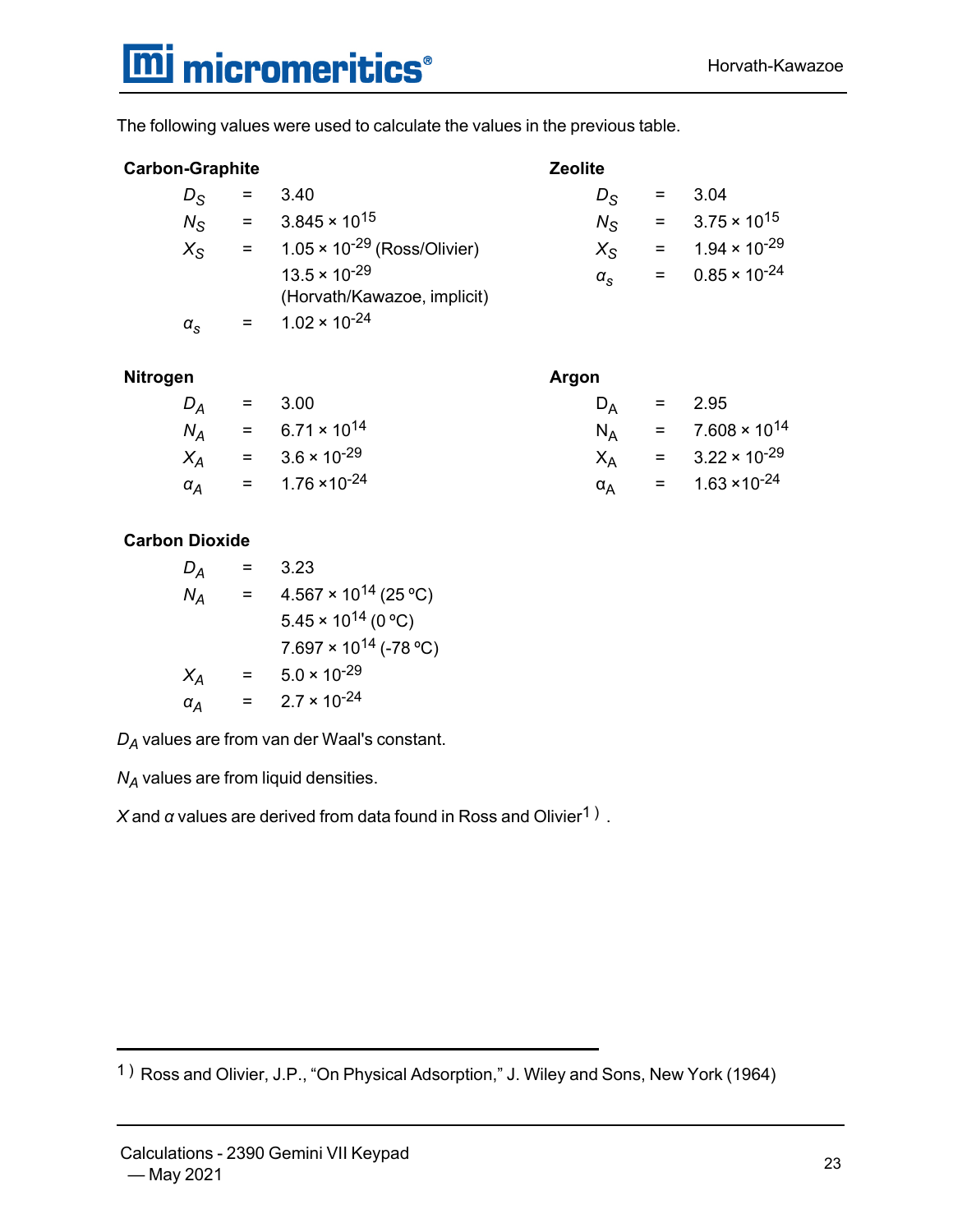The following values were used to calculate the values in the previous table.

**Carbon-Graphite**

$D_S$ = 3.40

$N_S$ = $3.845 \times 10^{15}$

$X_S$ = $1.05 \times 10^{-29}$ (Ross/Olivier)

$13.5 \times 10^{-29}$ (Horvath/Kawazoe, implicit)

$\alpha_s$ = $1.02 \times 10^{-24}$

**Zeolite**

$D_S$ = 3.04

$N_S$ = $3.75 \times 10^{15}$

$X_S$ = $1.94 \times 10^{-29}$

$\alpha_s$ = $0.85 \times 10^{-24}$

**Nitrogen**

$D_A$ = 3.00

$N_A$ = $6.71 \times 10^{14}$

$X_A$ = $3.6 \times 10^{-29}$

$\alpha_A$ = $1.76 \times 10^{-24}$

**Argon**

$D_A$ = 2.95

$N_A$ = $7.608 \times 10^{14}$

$X_A$ = $3.22 \times 10^{-29}$

$\alpha_A$ = $1.63 \times 10^{-24}$

**Carbon Dioxide**

$D_A$ = 3.23

$N_A$ = $4.567 \times 10^{14}$ (25 ºC)

$5.45 \times 10^{14}$ (0 ºC)

$7.697 \times 10^{14}$ (-78 ºC)

$X_A$ = $5.0 \times 10^{-29}$

$\alpha_A$ = $2.7 \times 10^{-24}$

$D_A$ values are from van der Waal's constant.

$N_A$ values are from liquid densities.

$X$ and $\alpha$ values are derived from data found in Ross and Olivier[1] .

---

[1] Ross and Olivier, J.P., "On Physical Adsorption," J. Wiley and Sons, New York (1964)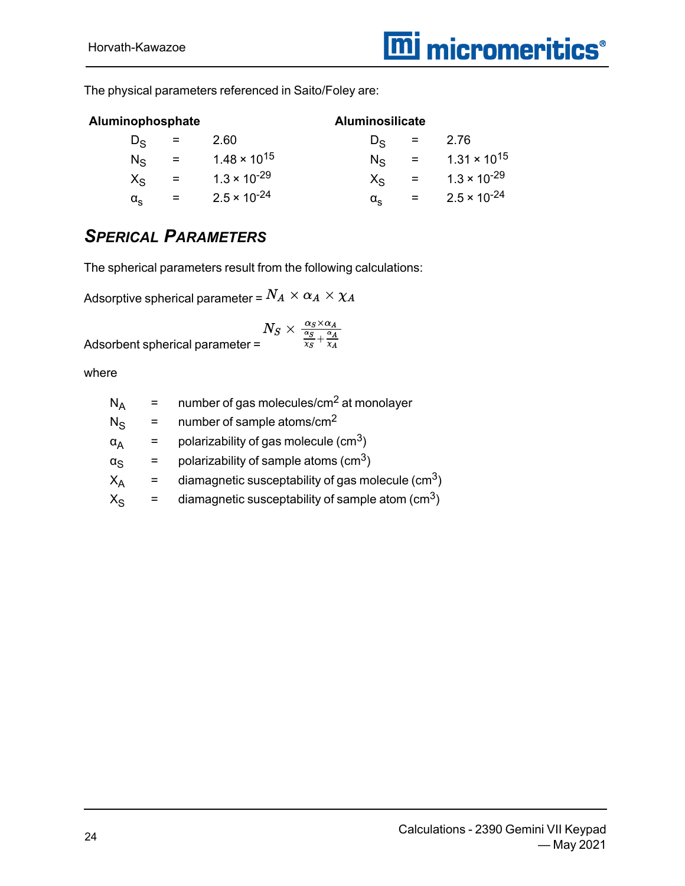The physical parameters referenced in Saito/Foley are:

| **Aluminophosphate** | | | **Aluminosilicate** | | |
|---|---|---|---|---|---|
| $D_S$ | = | 2.60 | $D_S$ | = | 2.76 |
| $N_S$ | = | $1.48 \times 10^{15}$ | $N_S$ | = | $1.31 \times 10^{15}$ |
| $X_S$ | = | $1.3 \times 10^{-29}$ | $X_S$ | = | $1.3 \times 10^{-29}$ |
| $\alpha_s$ | = | $2.5 \times 10^{-24}$ | $\alpha_s$ | = | $2.5 \times 10^{-24}$ |

## *SPERICAL PARAMETERS*

The spherical parameters result from the following calculations:

Adsorptive spherical parameter = $N_A \times \alpha_A \times \chi_A$

Adsorbent spherical parameter = $N_S \times \frac{\alpha_S \times \alpha_A}{\frac{\alpha_S}{\chi_S} + \frac{\alpha_A}{\chi_A}}$

where

| | | |
|---|---|---|
| $N_A$ | = | number of gas molecules/cm$^2$ at monolayer |
| $N_S$ | = | number of sample atoms/cm$^2$ |
| $\alpha_A$ | = | polarizability of gas molecule (cm$^3$) |
| $\alpha_S$ | = | polarizability of sample atoms (cm$^3$) |
| $X_A$ | = | diamagnetic susceptability of gas molecule (cm$^3$) |
| $X_S$ | = | diamagnetic susceptability of sample atom (cm$^3$) |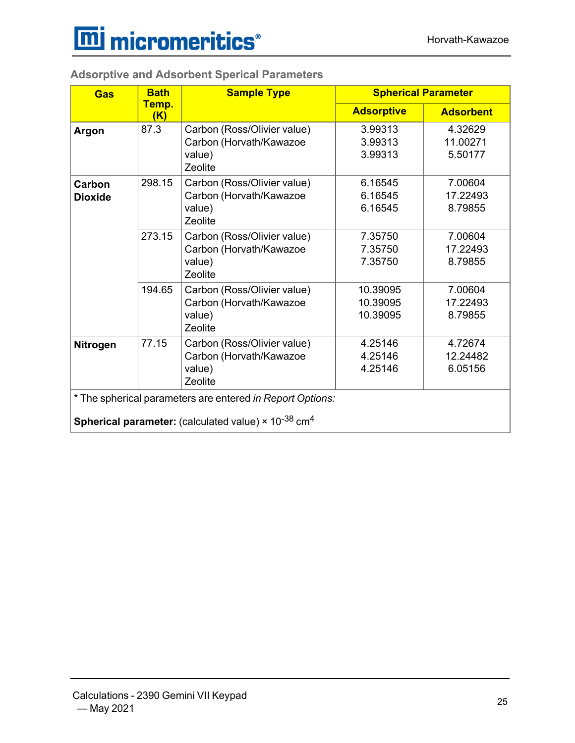### Adsorptive and Adsorbent Sperical Parameters

| Gas | Bath Temp. (K) | Sample Type | Spherical Parameter | |
|---|---|---|---|---|
| | | | **Adsorptive** | **Adsorbent** |
| **Argon** | 87.3 | Carbon (Ross/Olivier value) | 3.99313 | 4.32629 |
| | | Carbon (Horvath/Kawazoe value) | 3.99313 | 11.00271 |
| | | Zeolite | 3.99313 | 5.50177 |
| **Carbon Dioxide** | 298.15 | Carbon (Ross/Olivier value) | 6.16545 | 7.00604 |
| | | Carbon (Horvath/Kawazoe value) | 6.16545 | 17.22493 |
| | | Zeolite | 6.16545 | 8.79855 |
| | 273.15 | Carbon (Ross/Olivier value) | 7.35750 | 7.00604 |
| | | Carbon (Horvath/Kawazoe value) | 7.35750 | 17.22493 |
| | | Zeolite | 7.35750 | 8.79855 |
| | 194.65 | Carbon (Ross/Olivier value) | 10.39095 | 7.00604 |
| | | Carbon (Horvath/Kawazoe value) | 10.39095 | 17.22493 |
| | | Zeolite | 10.39095 | 8.79855 |
| **Nitrogen** | 77.15 | Carbon (Ross/Olivier value) | 4.25146 | 4.72674 |
| | | Carbon (Horvath/Kawazoe value) | 4.25146 | 12.24482 |
| | | Zeolite | 4.25146 | 6.05156 |

* The spherical parameters are entered *in Report Options:*

**Spherical parameter:** (calculated value) × $10^{-38}$ $cm^4$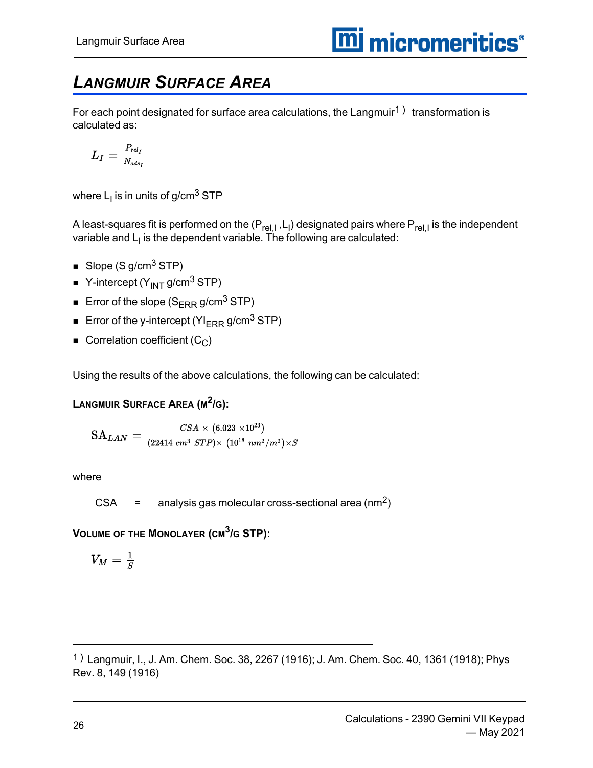# Langmuir Surface Area

For each point designated for surface area calculations, the Langmuir[1] transformation is calculated as:

$$L_I = \frac{P_{rel_I}}{N_{ads_I}}$$

where $L_I$ is in units of g/cm$^3$ STP

A least-squares fit is performed on the ($P_{rel,I}$ ,$L_I$) designated pairs where $P_{rel,I}$ is the independent variable and $L_I$ is the dependent variable. The following are calculated:

- Slope (S g/cm$^3$ STP)
- Y-intercept ($Y_{INT}$ g/cm$^3$ STP)
- Error of the slope ($S_{ERR}$ g/cm$^3$ STP)
- Error of the y-intercept ($YI_{ERR}$ g/cm$^3$ STP)
- Correlation coefficient ($C_C$)

Using the results of the above calculations, the following can be calculated:

**Langmuir Surface Area (m$^2$/g):**

$$\mathrm{SA}_{LAN} = \frac{CSA \times \left(6.023 \times 10^{23}\right)}{\left(22414\ cm^3\ STP\right) \times \left(10^{18}\ nm^2/m^2\right) \times S}$$

where

CSA = analysis gas molecular cross-sectional area (nm$^2$)

**Volume of the Monolayer (cm$^3$/g STP):**

$$V_M = \frac{1}{S}$$

---

[1] Langmuir, I., J. Am. Chem. Soc. 38, 2267 (1916); J. Am. Chem. Soc. 40, 1361 (1918); Phys Rev. 8, 149 (1916)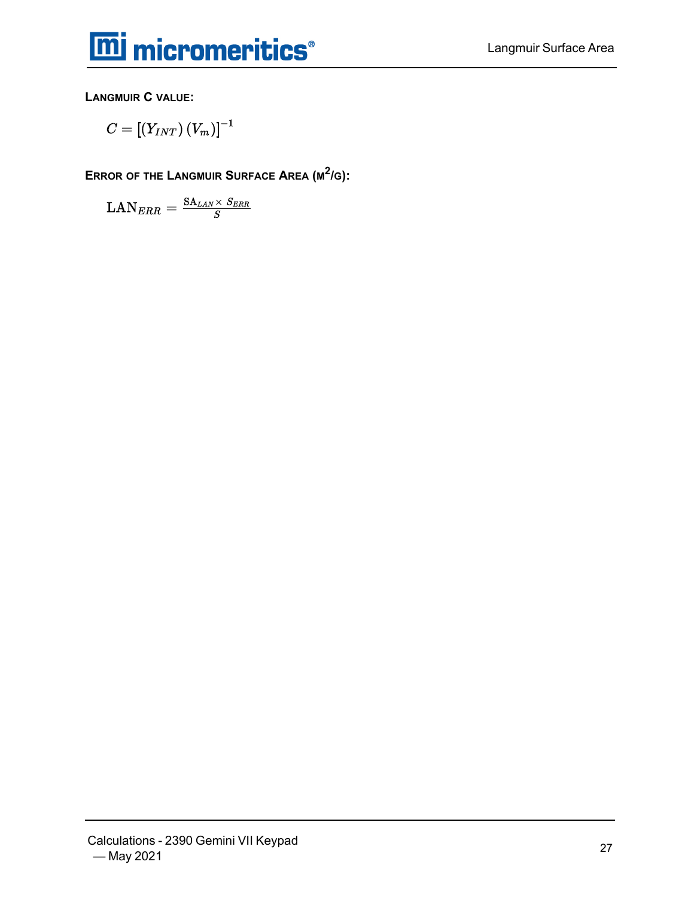**LANGMUIR C VALUE:**

$$C = \left[\left(Y_{INT}\right)\left(V_m\right)\right]^{-1}$$

**ERROR OF THE LANGMUIR SURFACE AREA ($m^2$/G):**

$$\mathrm{LAN}_{ERR} = \frac{\mathrm{SA}_{LAN} \times S_{ERR}}{S}$$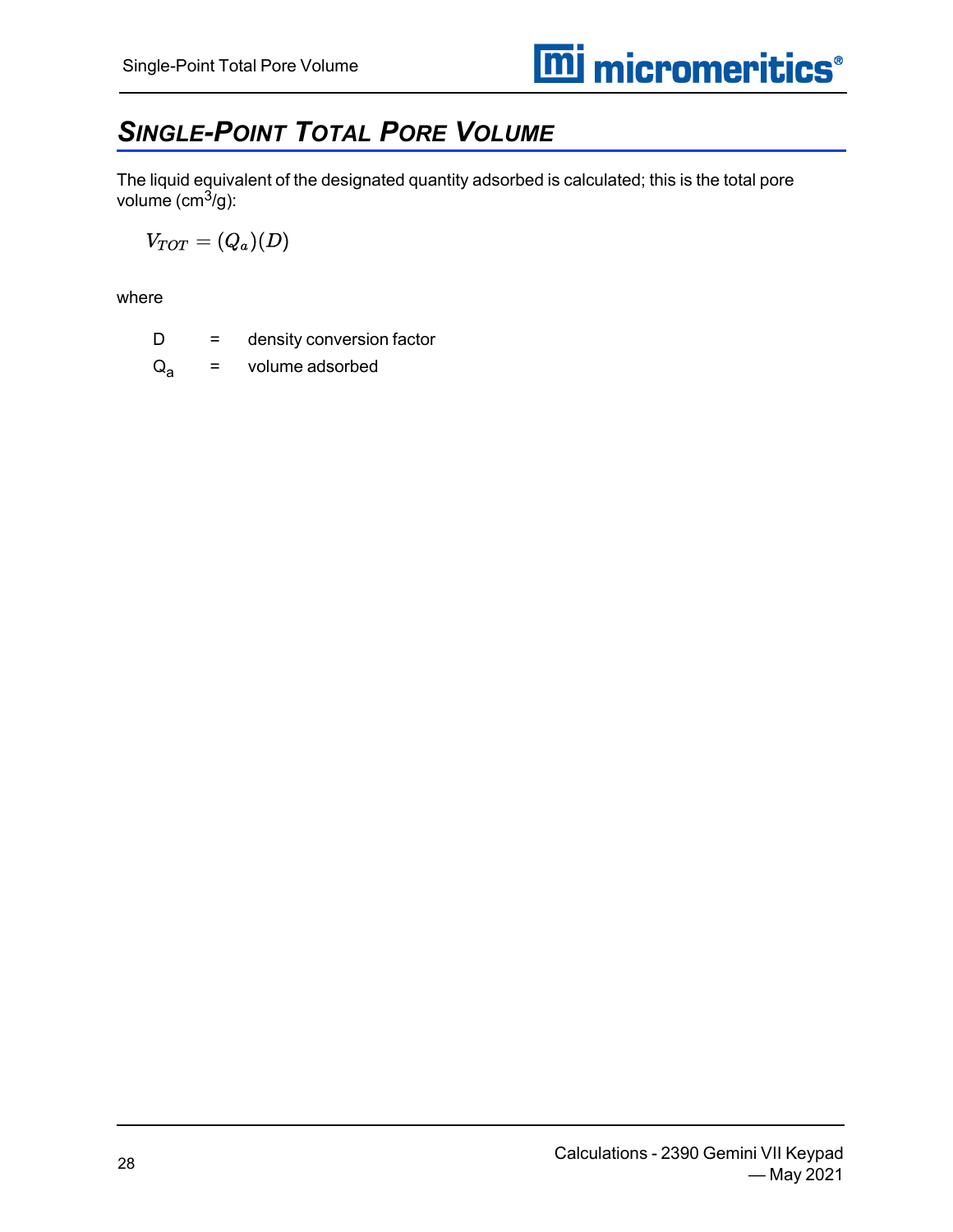# Single-Point Total Pore Volume

The liquid equivalent of the designated quantity adsorbed is calculated; this is the total pore volume ($cm^3$/g):

$$V_{TOT} = (Q_a)(D)$$

where

| | | |
|---|---|---|
| D | = | density conversion factor |
| $Q_a$ | = | volume adsorbed |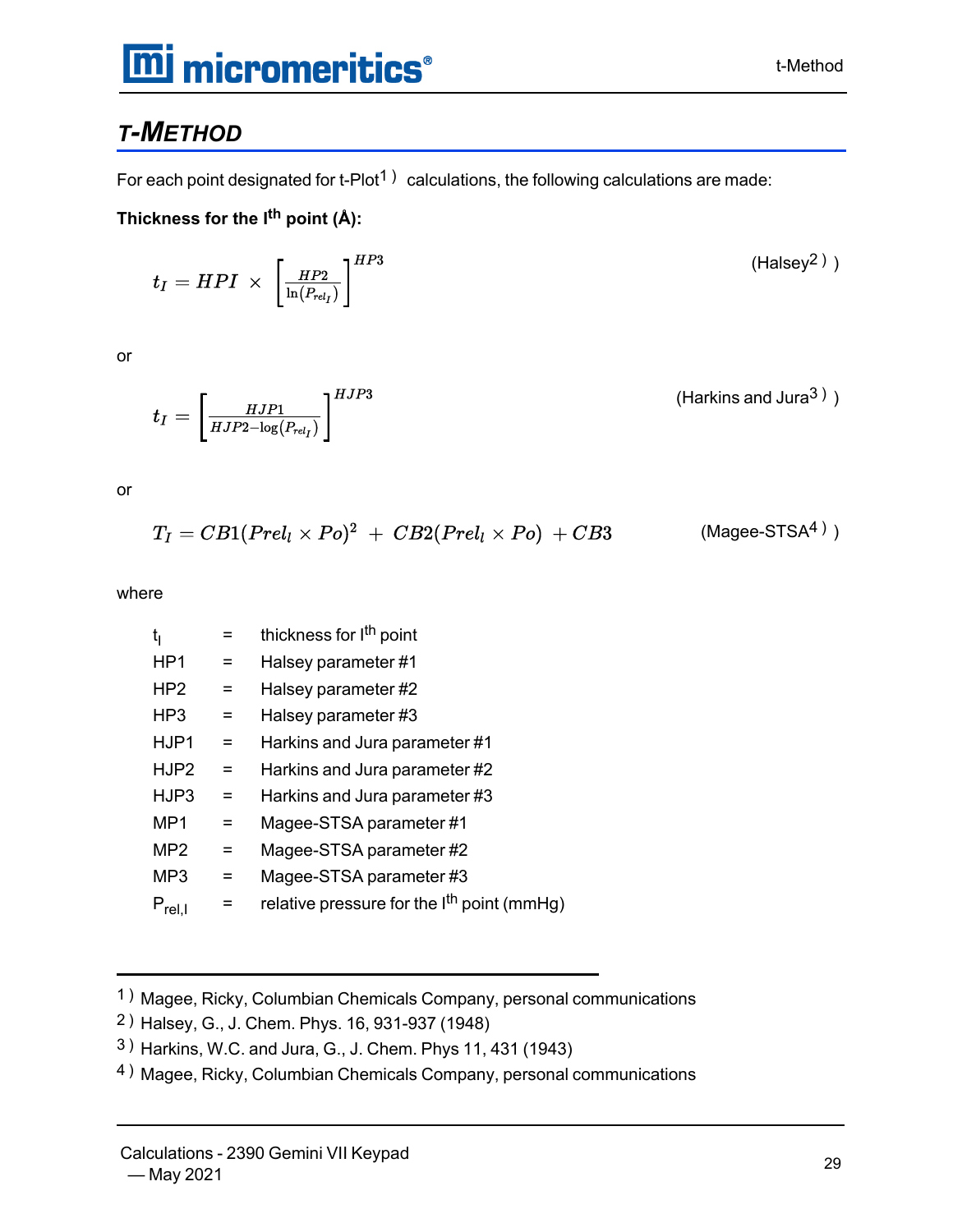## T-METHOD

For each point designated for t-Plot[1] calculations, the following calculations are made:

**Thickness for the I^th point (Å):**

$$t_I = HPI \times \left[ \frac{HP2}{\ln(P_{rel_I})} \right]^{HP3}$$ (Halsey[2])

or

$$t_I = \left[ \frac{HJP1}{HJP2 - \log(P_{rel_I})} \right]^{HJP3}$$ (Harkins and Jura[3])

or

$$T_I = CB1(Prel_l \times Po)^2 + CB2(Prel_l \times Po) + CB3$$ (Magee-STSA[4])

where

| | | |
|---|---|---|
| $t_I$ | = | thickness for $I^{th}$ point |
| HP1 | = | Halsey parameter #1 |
| HP2 | = | Halsey parameter #2 |
| HP3 | = | Halsey parameter #3 |
| HJP1 | = | Harkins and Jura parameter #1 |
| HJP2 | = | Harkins and Jura parameter #2 |
| HJP3 | = | Harkins and Jura parameter #3 |
| MP1 | = | Magee-STSA parameter #1 |
| MP2 | = | Magee-STSA parameter #2 |
| MP3 | = | Magee-STSA parameter #3 |
| $P_{rel,I}$ | = | relative pressure for the $I^{th}$ point (mmHg) |

---

1) Magee, Ricky, Columbian Chemicals Company, personal communications

2) Halsey, G., J. Chem. Phys. 16, 931-937 (1948)

3) Harkins, W.C. and Jura, G., J. Chem. Phys 11, 431 (1943)

4) Magee, Ricky, Columbian Chemicals Company, personal communications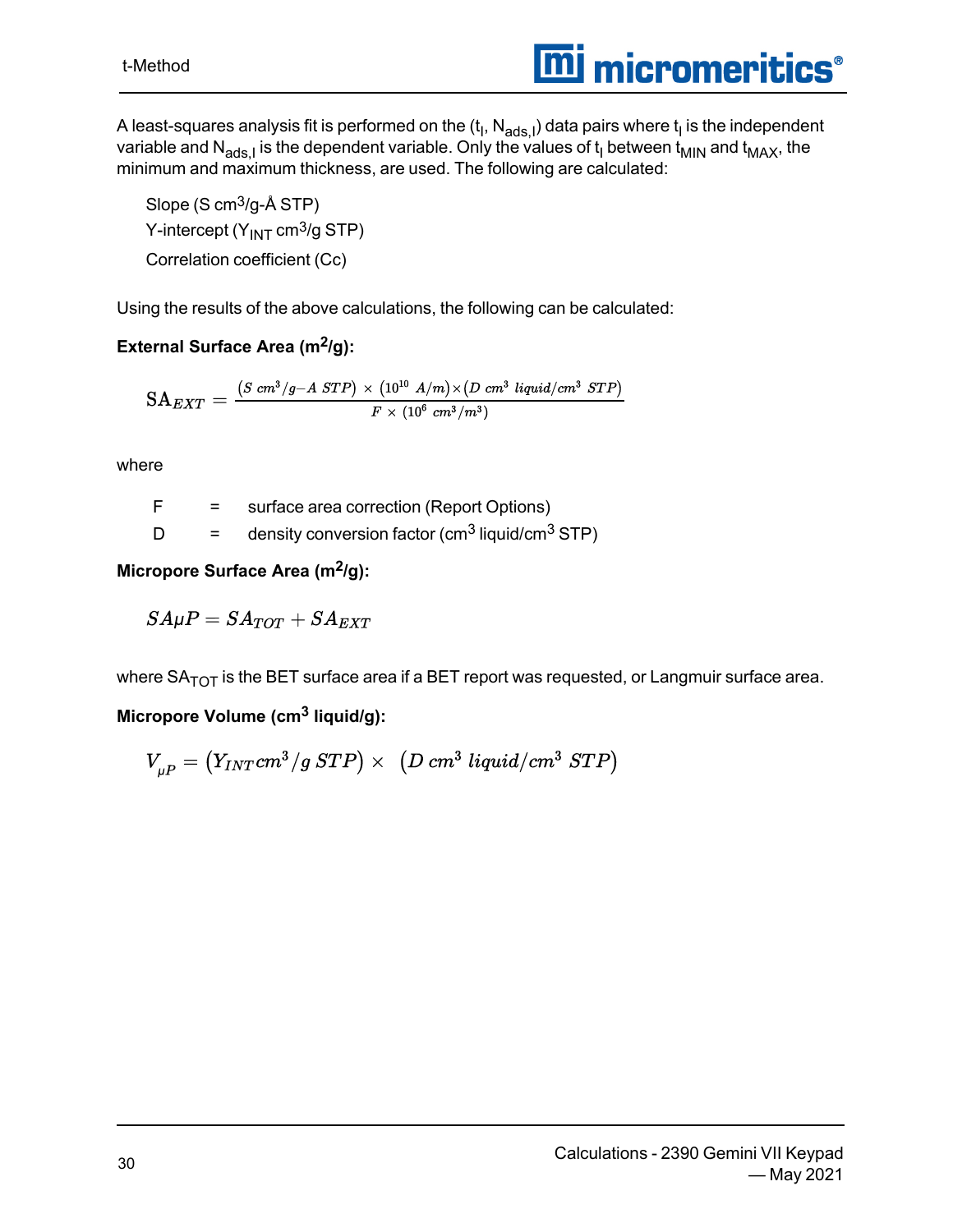A least-squares analysis fit is performed on the ($t_I$, $N_{ads,I}$) data pairs where $t_I$ is the independent variable and $N_{ads,I}$ is the dependent variable. Only the values of $t_I$ between $t_{MIN}$ and $t_{MAX}$, the minimum and maximum thickness, are used. The following are calculated:

Slope (S $cm^3$/g-Å STP)
Y-intercept ($Y_{INT}$ $cm^3$/g STP)
Correlation coefficient (Cc)

Using the results of the above calculations, the following can be calculated:

**External Surface Area ($m^2$/g):**

$$\mathrm{SA}_{EXT} = \frac{\left(S\ cm^3/g\text{–}A\ STP\right) \times \left(10^{10}\ A/m\right) \times \left(D\ cm^3\ liquid/cm^3\ STP\right)}{F \times \left(10^6\ cm^3/m^3\right)}$$

where

| | | |
|---|---|---|
| F | = | surface area correction (Report Options) |
| D | = | density conversion factor ($cm^3$ liquid/$cm^3$ STP) |

**Micropore Surface Area ($m^2$/g):**

$$SA\mu P = SA_{TOT} + SA_{EXT}$$

where $SA_{TOT}$ is the BET surface area if a BET report was requested, or Langmuir surface area.

**Micropore Volume ($cm^3$ liquid/g):**

$$V_{\mu P} = \left(Y_{INT}\,cm^3/g\ STP\right) \times \ \left(D\ cm^3\ liquid/cm^3\ STP\right)$$